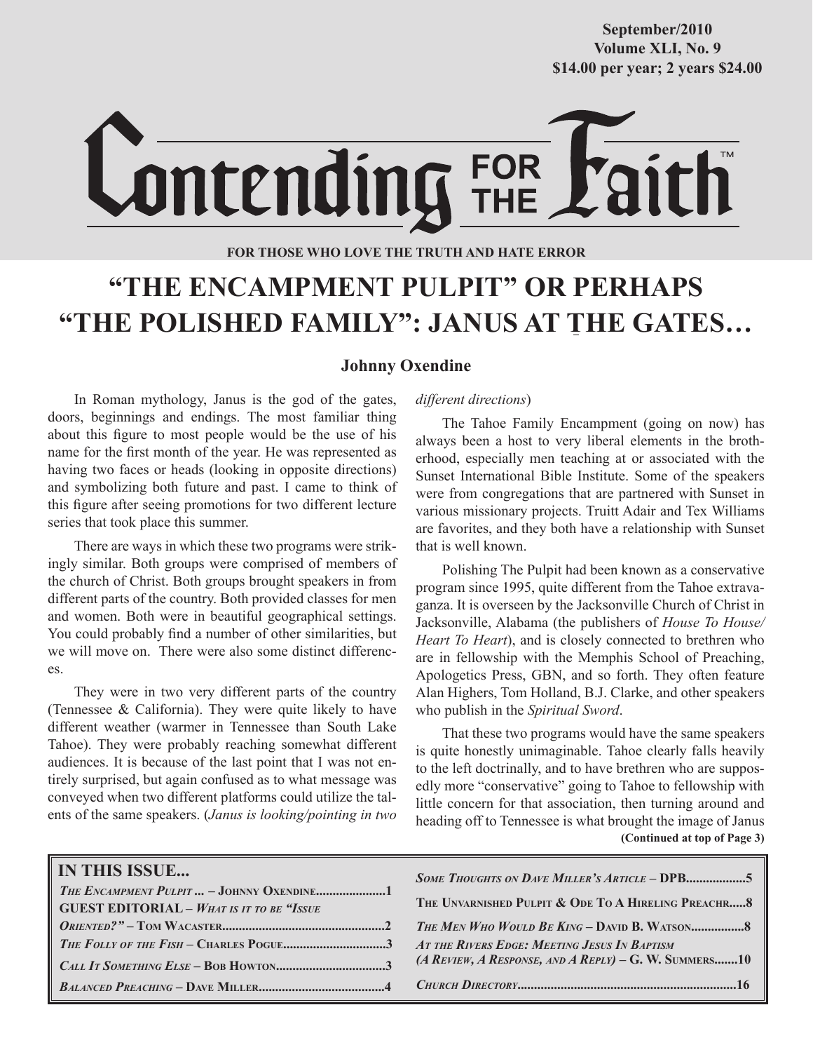September/2010
Volume XLI, No. 9
$14.00 per year; 2 years $24.00

# Contending FOR THE Faith™

**FOR THOSE WHO LOVE THE TRUTH AND HATE ERROR**

# "THE ENCAMPMENT PULPIT" OR PERHAPS "THE POLISHED FAMILY": JANUS AT THE GATES…

**Johnny Oxendine**

In Roman mythology, Janus is the god of the gates, doors, beginnings and endings. The most familiar thing about this figure to most people would be the use of his name for the first month of the year. He was represented as having two faces or heads (looking in opposite directions) and symbolizing both future and past. I came to think of this figure after seeing promotions for two different lecture series that took place this summer.

There are ways in which these two programs were strikingly similar. Both groups were comprised of members of the church of Christ. Both groups brought speakers in from different parts of the country. Both provided classes for men and women. Both were in beautiful geographical settings. You could probably find a number of other similarities, but we will move on. There were also some distinct differences.

They were in two very different parts of the country (Tennessee & California). They were quite likely to have different weather (warmer in Tennessee than South Lake Tahoe). They were probably reaching somewhat different audiences. It is because of the last point that I was not entirely surprised, but again confused as to what message was conveyed when two different platforms could utilize the talents of the same speakers. (*Janus is looking/pointing in two different directions*)

The Tahoe Family Encampment (going on now) has always been a host to very liberal elements in the brotherhood, especially men teaching at or associated with the Sunset International Bible Institute. Some of the speakers were from congregations that are partnered with Sunset in various missionary projects. Truitt Adair and Tex Williams are favorites, and they both have a relationship with Sunset that is well known.

Polishing The Pulpit had been known as a conservative program since 1995, quite different from the Tahoe extravaganza. It is overseen by the Jacksonville Church of Christ in Jacksonville, Alabama (the publishers of *House To House/Heart To Heart*), and is closely connected to brethren who are in fellowship with the Memphis School of Preaching, Apologetics Press, GBN, and so forth. They often feature Alan Highers, Tom Holland, B.J. Clarke, and other speakers who publish in the *Spiritual Sword*.

That these two programs would have the same speakers is quite honestly unimaginable. Tahoe clearly falls heavily to the left doctrinally, and to have brethren who are supposedly more "conservative" going to Tahoe to fellowship with little concern for that association, then turning around and heading off to Tennessee is what brought the image of Janus

**(Continued at top of Page 3)**

## IN THIS ISSUE...

- *The Encampment Pulpit ...* – Johnny Oxendine .....1
- **GUEST EDITORIAL** – *What is it to be "Issue Oriented?"* – Tom Wacaster .....2
- *The Folly of the Fish* – Charles Pogue .....3
- *Call It Something Else* – Bob Howton .....3
- *Balanced Preaching* – Dave Miller .....4
- *Some Thoughts on Dave Miller's Article* – DPB .....5
- The Unvarnished Pulpit & Ode To A Hireling Preachr .....8
- *The Men Who Would Be King* – David B. Watson .....8
- *At the Rivers Edge: Meeting Jesus In Baptism (A Review, A Response, and A Reply)* – G. W. Summers .....10
- *Church Directory* .....16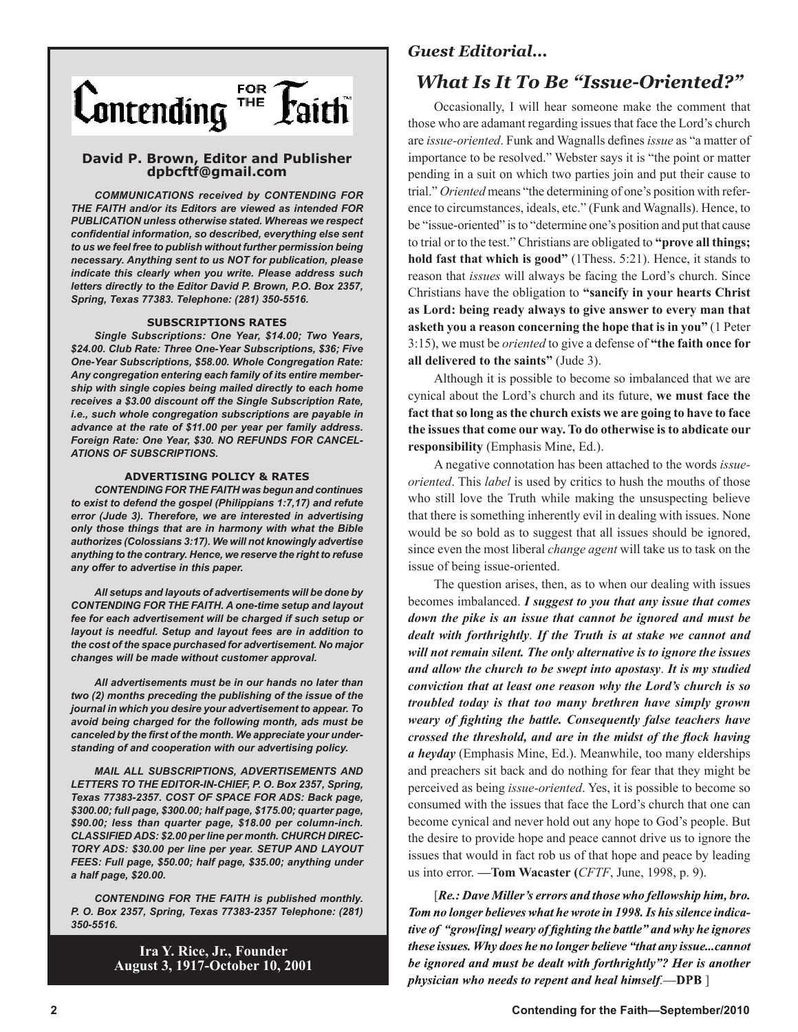# Contending for the Faith™

**David P. Brown, Editor and Publisher**
**dpbcftf@gmail.com**

***COMMUNICATIONS received by CONTENDING FOR THE FAITH and/or its Editors are viewed as intended FOR PUBLICATION unless otherwise stated. Whereas we respect confidential information, so described, everything else sent to us we feel free to publish without further permission being necessary. Anything sent to us NOT for publication, please indicate this clearly when you write. Please address such letters directly to the Editor David P. Brown, P.O. Box 2357, Spring, Texas 77383. Telephone: (281) 350-5516.***

**SUBSCRIPTIONS RATES**

***Single Subscriptions: One Year, $14.00; Two Years, $24.00. Club Rate: Three One-Year Subscriptions, $36; Five One-Year Subscriptions, $58.00. Whole Congregation Rate: Any congregation entering each family of its entire membership with single copies being mailed directly to each home receives a $3.00 discount off the Single Subscription Rate, i.e., such whole congregation subscriptions are payable in advance at the rate of $11.00 per year per family address. Foreign Rate: One Year, $30. NO REFUNDS FOR CANCELATIONS OF SUBSCRIPTIONS.***

**ADVERTISING POLICY & RATES**

***CONTENDING FOR THE FAITH was begun and continues to exist to defend the gospel (Philippians 1:7,17) and refute error (Jude 3). Therefore, we are interested in advertising only those things that are in harmony with what the Bible authorizes (Colossians 3:17). We will not knowingly advertise anything to the contrary. Hence, we reserve the right to refuse any offer to advertise in this paper.***

***All setups and layouts of advertisements will be done by CONTENDING FOR THE FAITH. A one-time setup and layout fee for each advertisement will be charged if such setup or layout is needful. Setup and layout fees are in addition to the cost of the space purchased for advertisement. No major changes will be made without customer approval.***

***All advertisements must be in our hands no later than two (2) months preceding the publishing of the issue of the journal in which you desire your advertisement to appear. To avoid being charged for the following month, ads must be canceled by the first of the month. We appreciate your understanding of and cooperation with our advertising policy.***

***MAIL ALL SUBSCRIPTIONS, ADVERTISEMENTS AND LETTERS TO THE EDITOR-IN-CHIEF, P. O. Box 2357, Spring, Texas 77383-2357. COST OF SPACE FOR ADS: Back page, $300.00; full page, $300.00; half page, $175.00; quarter page, $90.00; less than quarter page, $18.00 per column-inch. CLASSIFIED ADS: $2.00 per line per month. CHURCH DIRECTORY ADS: $30.00 per line per year. SETUP AND LAYOUT FEES: Full page, $50.00; half page, $35.00; anything under a half page, $20.00.***

***CONTENDING FOR THE FAITH is published monthly. P. O. Box 2357, Spring, Texas 77383-2357 Telephone: (281) 350-5516.***

**Ira Y. Rice, Jr., Founder**
**August 3, 1917-October 10, 2001**

## *Guest Editorial...*

## *What Is It To Be "Issue-Oriented?"*

Occasionally, I will hear someone make the comment that those who are adamant regarding issues that face the Lord's church are *issue-oriented*. Funk and Wagnalls defines *issue* as "a matter of importance to be resolved." Webster says it is "the point or matter pending in a suit on which two parties join and put their cause to trial." *Oriented* means "the determining of one's position with reference to circumstances, ideals, etc." (Funk and Wagnalls). Hence, to be "issue-oriented" is to "determine one's position and put that cause to trial or to the test." Christians are obligated to **"prove all things; hold fast that which is good"** (1Thess. 5:21). Hence, it stands to reason that *issues* will always be facing the Lord's church. Since Christians have the obligation to **"sancify in your hearts Christ as Lord: being ready always to give answer to every man that asketh you a reason concerning the hope that is in you"** (1 Peter 3:15), we must be *oriented* to give a defense of **"the faith once for all delivered to the saints"** (Jude 3).

Although it is possible to become so imbalanced that we are cynical about the Lord's church and its future, **we must face the fact that so long as the church exists we are going to have to face the issues that come our way. To do otherwise is to abdicate our responsibility** (Emphasis Mine, Ed.).

A negative connotation has been attached to the words *issue-oriented*. This *label* is used by critics to hush the mouths of those who still love the Truth while making the unsuspecting believe that there is something inherently evil in dealing with issues. None would be so bold as to suggest that all issues should be ignored, since even the most liberal *change agent* will take us to task on the issue of being issue-oriented.

The question arises, then, as to when our dealing with issues becomes imbalanced. ***I suggest to you that any issue that comes down the pike is an issue that cannot be ignored and must be dealt with forthrightly***. ***If the Truth is at stake we cannot and will not remain silent. The only alternative is to ignore the issues and allow the church to be swept into apostasy***. ***It is my studied conviction that at least one reason why the Lord's church is so troubled today is that too many brethren have simply grown weary of fighting the battle. Consequently false teachers have crossed the threshold, and are in the midst of the flock having a heyday*** (Emphasis Mine, Ed.). Meanwhile, too many elderships and preachers sit back and do nothing for fear that they might be perceived as being *issue-oriented*. Yes, it is possible to become so consumed with the issues that face the Lord's church that one can become cynical and never hold out any hope to God's people. But the desire to provide hope and peace cannot drive us to ignore the issues that would in fact rob us of that hope and peace by leading us into error. **—Tom Wacaster (***CFTF*, June, 1998, p. 9).

[***Re.: Dave Miller's errors and those who fellowship him, bro. Tom no longer believes what he wrote in 1998. Is his silence indicative of "grow[ing] weary of fighting the battle" and why he ignores these issues. Why does he no longer believe "that any issue...cannot be ignored and must be dealt with forthrightly"? Her is another physician who needs to repent and heal himself***.**—DPB** ]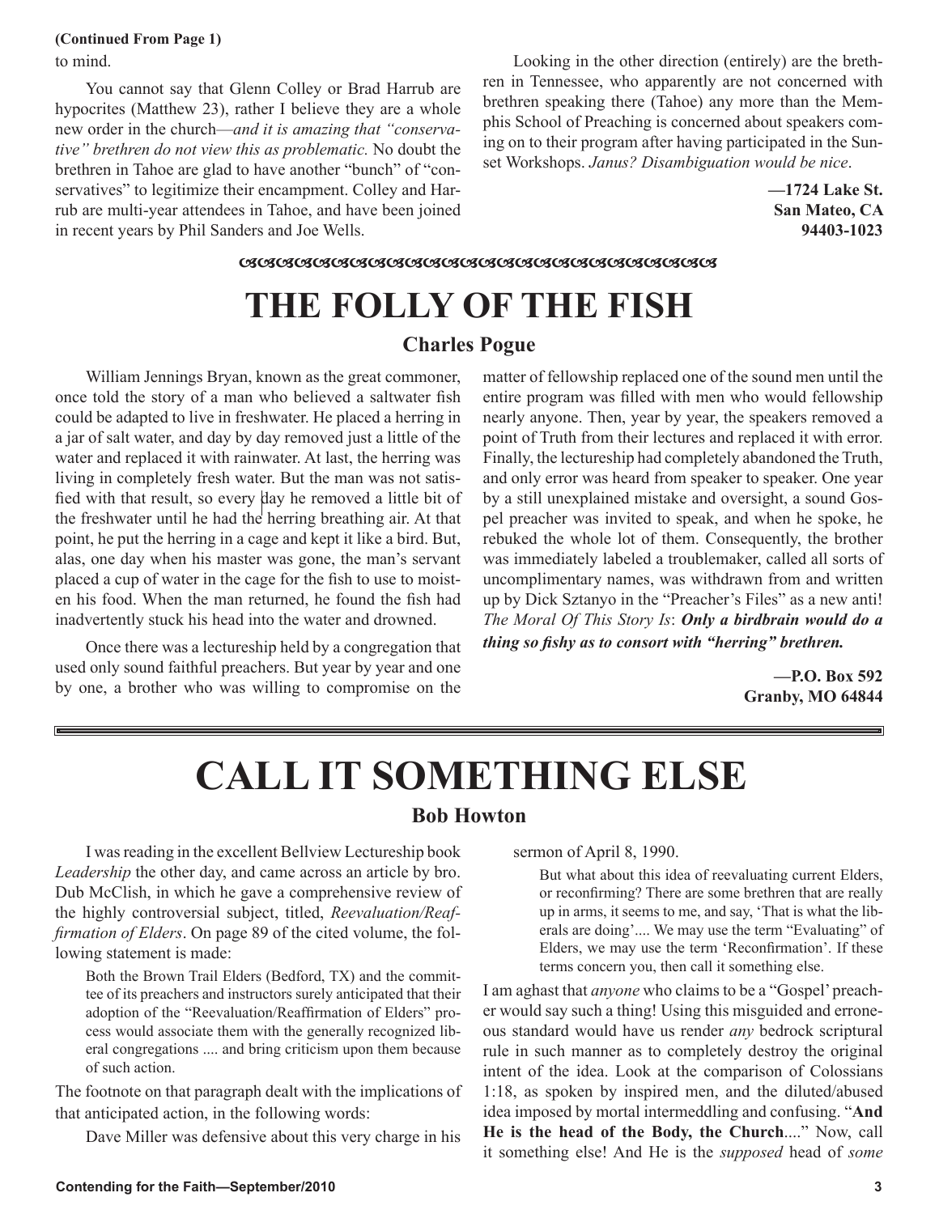(Continued From Page 1)

to mind.

You cannot say that Glenn Colley or Brad Harrub are hypocrites (Matthew 23), rather I believe they are a whole new order in the church—*and it is amazing that "conservative" brethren do not view this as problematic.* No doubt the brethren in Tahoe are glad to have another "bunch" of "conservatives" to legitimize their encampment. Colley and Harrub are multi-year attendees in Tahoe, and have been joined in recent years by Phil Sanders and Joe Wells.

Looking in the other direction (entirely) are the brethren in Tennessee, who apparently are not concerned with brethren speaking there (Tahoe) any more than the Memphis School of Preaching is concerned about speakers coming on to their program after having participated in the Sunset Workshops. *Janus? Disambiguation would be nice*.

**—1724 Lake St.**
**San Mateo, CA**
**94403-1023**

# THE FOLLY OF THE FISH

### Charles Pogue

William Jennings Bryan, known as the great commoner, once told the story of a man who believed a saltwater fish could be adapted to live in freshwater. He placed a herring in a jar of salt water, and day by day removed just a little of the water and replaced it with rainwater. At last, the herring was living in completely fresh water. But the man was not satisfied with that result, so every day he removed a little bit of the freshwater until he had the herring breathing air. At that point, he put the herring in a cage and kept it like a bird. But, alas, one day when his master was gone, the man's servant placed a cup of water in the cage for the fish to use to moisten his food. When the man returned, he found the fish had inadvertently stuck his head into the water and drowned.

Once there was a lectureship held by a congregation that used only sound faithful preachers. But year by year and one by one, a brother who was willing to compromise on the matter of fellowship replaced one of the sound men until the entire program was filled with men who would fellowship nearly anyone. Then, year by year, the speakers removed a point of Truth from their lectures and replaced it with error. Finally, the lectureship had completely abandoned the Truth, and only error was heard from speaker to speaker. One year by a still unexplained mistake and oversight, a sound Gospel preacher was invited to speak, and when he spoke, he rebuked the whole lot of them. Consequently, the brother was immediately labeled a troublemaker, called all sorts of uncomplimentary names, was withdrawn from and written up by Dick Sztanyo in the "Preacher's Files" as a new anti! *The Moral Of This Story Is*: ***Only a birdbrain would do a thing so fishy as to consort with "herring" brethren.***

**—P.O. Box 592**
**Granby, MO 64844**

# CALL IT SOMETHING ELSE

### Bob Howton

I was reading in the excellent Bellview Lectureship book *Leadership* the other day, and came across an article by bro. Dub McClish, in which he gave a comprehensive review of the highly controversial subject, titled, *Reevaluation/Reaffirmation of Elders*. On page 89 of the cited volume, the following statement is made:

> Both the Brown Trail Elders (Bedford, TX) and the committee of its preachers and instructors surely anticipated that their adoption of the "Reevaluation/Reaffirmation of Elders" process would associate them with the generally recognized liberal congregations .... and bring criticism upon them because of such action.

The footnote on that paragraph dealt with the implications of that anticipated action, in the following words:

> Dave Miller was defensive about this very charge in his sermon of April 8, 1990.
>
> But what about this idea of reevaluating current Elders, or reconfirming? There are some brethren that are really up in arms, it seems to me, and say, 'That is what the liberals are doing'.... We may use the term "Evaluating" of Elders, we may use the term 'Reconfirmation'. If these terms concern you, then call it something else.

I am aghast that *anyone* who claims to be a "Gospel" preacher would say such a thing! Using this misguided and erroneous standard would have us render *any* bedrock scriptural rule in such manner as to completely destroy the original intent of the idea. Look at the comparison of Colossians 1:18, as spoken by inspired men, and the diluted/abused idea imposed by mortal intermeddling and confusing. "**And He is the head of the Body, the Church**...." Now, call it something else! And He is the *supposed* head of *some*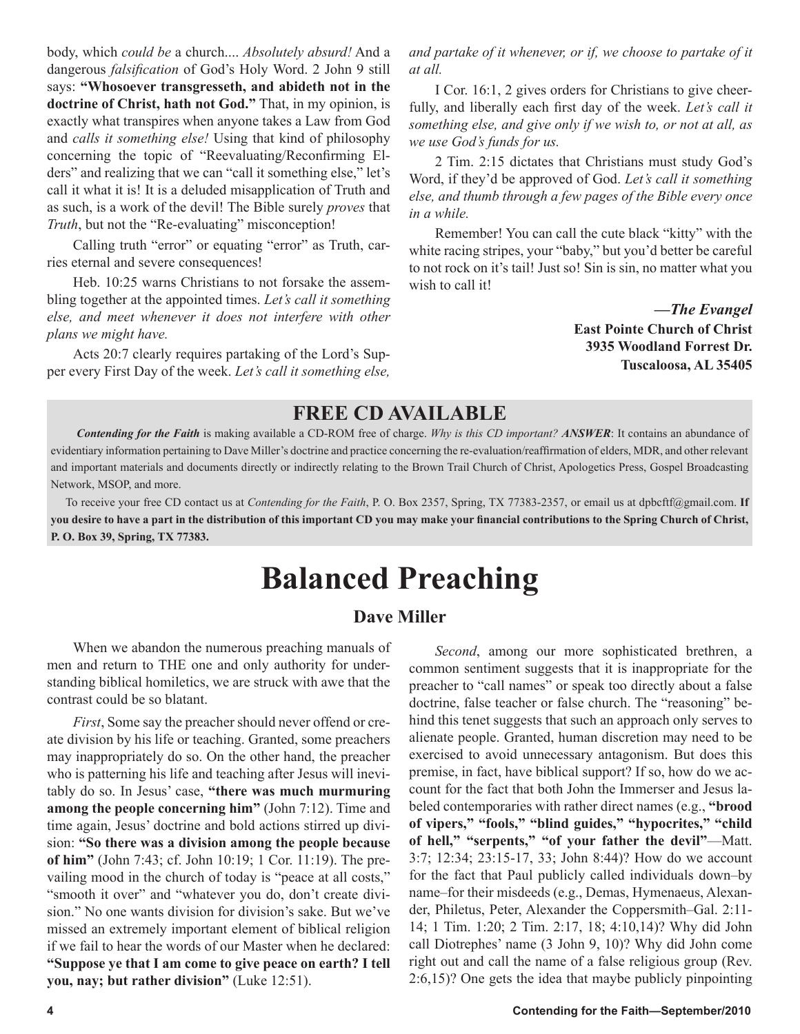body, which *could be* a church.... *Absolutely absurd!* And a dangerous *falsification* of God's Holy Word. 2 John 9 still says: **"Whosoever transgresseth, and abideth not in the doctrine of Christ, hath not God."** That, in my opinion, is exactly what transpires when anyone takes a Law from God and *calls it something else!* Using that kind of philosophy concerning the topic of "Reevaluating/Reconfirming Elders" and realizing that we can "call it something else," let's call it what it is! It is a deluded misapplication of Truth and as such, is a work of the devil! The Bible surely *proves* that *Truth*, but not the "Re-evaluating" misconception!

Calling truth "error" or equating "error" as Truth, carries eternal and severe consequences!

Heb. 10:25 warns Christians to not forsake the assembling together at the appointed times. *Let's call it something else, and meet whenever it does not interfere with other plans we might have.*

Acts 20:7 clearly requires partaking of the Lord's Supper every First Day of the week. *Let's call it something else, and partake of it whenever, or if, we choose to partake of it at all.*

I Cor. 16:1, 2 gives orders for Christians to give cheerfully, and liberally each first day of the week. *Let's call it something else, and give only if we wish to, or not at all, as we use God's funds for us.*

2 Tim. 2:15 dictates that Christians must study God's Word, if they'd be approved of God. *Let's call it something else, and thumb through a few pages of the Bible every once in a while.*

Remember! You can call the cute black "kitty" with the white racing stripes, your "baby," but you'd better be careful to not rock on it's tail! Just so! Sin is sin, no matter what you wish to call it!

***—The Evangel***
**East Pointe Church of Christ**
**3935 Woodland Forrest Dr.**
**Tuscaloosa, AL 35405**

## FREE CD AVAILABLE

***Contending for the Faith*** is making available a CD-ROM free of charge. *Why is this CD important? **ANSWER***: It contains an abundance of evidentiary information pertaining to Dave Miller's doctrine and practice concerning the re-evaluation/reaffirmation of elders, MDR, and other relevant and important materials and documents directly or indirectly relating to the Brown Trail Church of Christ, Apologetics Press, Gospel Broadcasting Network, MSOP, and more.

To receive your free CD contact us at *Contending for the Faith*, P. O. Box 2357, Spring, TX 77383-2357, or email us at dpbcftf@gmail.com. **If you desire to have a part in the distribution of this important CD you may make your financial contributions to the Spring Church of Christ, P. O. Box 39, Spring, TX 77383.**

# Balanced Preaching

### Dave Miller

When we abandon the numerous preaching manuals of men and return to THE one and only authority for understanding biblical homiletics, we are struck with awe that the contrast could be so blatant.

*First*, Some say the preacher should never offend or create division by his life or teaching. Granted, some preachers may inappropriately do so. On the other hand, the preacher who is patterning his life and teaching after Jesus will inevitably do so. In Jesus' case, **"there was much murmuring among the people concerning him"** (John 7:12). Time and time again, Jesus' doctrine and bold actions stirred up division: **"So there was a division among the people because of him"** (John 7:43; cf. John 10:19; 1 Cor. 11:19). The prevailing mood in the church of today is "peace at all costs," "smooth it over" and "whatever you do, don't create division." No one wants division for division's sake. But we've missed an extremely important element of biblical religion if we fail to hear the words of our Master when he declared: **"Suppose ye that I am come to give peace on earth? I tell you, nay; but rather division"** (Luke 12:51).

*Second*, among our more sophisticated brethren, a common sentiment suggests that it is inappropriate for the preacher to "call names" or speak too directly about a false doctrine, false teacher or false church. The "reasoning" behind this tenet suggests that such an approach only serves to alienate people. Granted, human discretion may need to be exercised to avoid unnecessary antagonism. But does this premise, in fact, have biblical support? If so, how do we account for the fact that both John the Immerser and Jesus labeled contemporaries with rather direct names (e.g., **"brood of vipers," "fools," "blind guides," "hypocrites," "child of hell," "serpents," "of your father the devil"**—Matt. 3:7; 12:34; 23:15-17, 33; John 8:44)? How do we account for the fact that Paul publicly called individuals down–by name–for their misdeeds (e.g., Demas, Hymenaeus, Alexander, Philetus, Peter, Alexander the Coppersmith–Gal. 2:11-14; 1 Tim. 1:20; 2 Tim. 2:17, 18; 4:10,14)? Why did John call Diotrephes' name (3 John 9, 10)? Why did John come right out and call the name of a false religious group (Rev. 2:6,15)? One gets the idea that maybe publicly pinpointing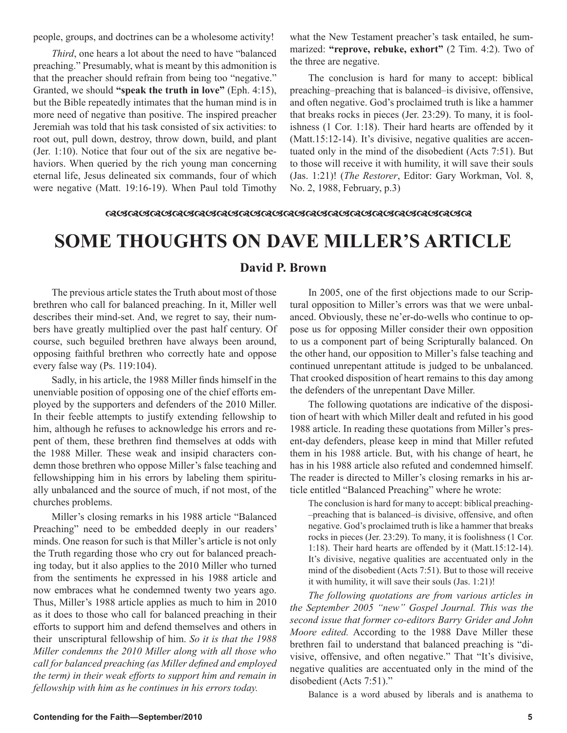people, groups, and doctrines can be a wholesome activity!

*Third*, one hears a lot about the need to have "balanced preaching." Presumably, what is meant by this admonition is that the preacher should refrain from being too "negative." Granted, we should **"speak the truth in love"** (Eph. 4:15), but the Bible repeatedly intimates that the human mind is in more need of negative than positive. The inspired preacher Jeremiah was told that his task consisted of six activities: to root out, pull down, destroy, throw down, build, and plant (Jer. 1:10). Notice that four out of the six are negative behaviors. When queried by the rich young man concerning eternal life, Jesus delineated six commands, four of which were negative (Matt. 19:16-19). When Paul told Timothy what the New Testament preacher's task entailed, he summarized: **"reprove, rebuke, exhort"** (2 Tim. 4:2). Two of the three are negative.

The conclusion is hard for many to accept: biblical preaching–preaching that is balanced–is divisive, offensive, and often negative. God's proclaimed truth is like a hammer that breaks rocks in pieces (Jer. 23:29). To many, it is foolishness (1 Cor. 1:18). Their hard hearts are offended by it (Matt.15:12-14). It's divisive, negative qualities are accentuated only in the mind of the disobedient (Acts 7:51). But to those will receive it with humility, it will save their souls (Jas. 1:21)! (*The Restorer*, Editor: Gary Workman, Vol. 8, No. 2, 1988, February, p.3)

# SOME THOUGHTS ON DAVE MILLER'S ARTICLE

## David P. Brown

The previous article states the Truth about most of those brethren who call for balanced preaching. In it, Miller well describes their mind-set. And, we regret to say, their numbers have greatly multiplied over the past half century. Of course, such beguiled brethren have always been around, opposing faithful brethren who correctly hate and oppose every false way (Ps. 119:104).

Sadly, in his article, the 1988 Miller finds himself in the unenviable position of opposing one of the chief efforts employed by the supporters and defenders of the 2010 Miller. In their feeble attempts to justify extending fellowship to him, although he refuses to acknowledge his errors and repent of them, these brethren find themselves at odds with the 1988 Miller. These weak and insipid characters condemn those brethren who oppose Miller's false teaching and fellowshipping him in his errors by labeling them spiritually unbalanced and the source of much, if not most, of the churches problems.

Miller's closing remarks in his 1988 article "Balanced Preaching" need to be embedded deeply in our readers' minds. One reason for such is that Miller's article is not only the Truth regarding those who cry out for balanced preaching today, but it also applies to the 2010 Miller who turned from the sentiments he expressed in his 1988 article and now embraces what he condemned twenty two years ago. Thus, Miller's 1988 article applies as much to him in 2010 as it does to those who call for balanced preaching in their efforts to support him and defend themselves and others in their unscriptural fellowship of him. *So it is that the 1988 Miller condemns the 2010 Miller along with all those who call for balanced preaching (as Miller defined and employed the term) in their weak efforts to support him and remain in fellowship with him as he continues in his errors today.*

In 2005, one of the first objections made to our Scriptural opposition to Miller's errors was that we were unbalanced. Obviously, these ne'er-do-wells who continue to oppose us for opposing Miller consider their own opposition to us a component part of being Scripturally balanced. On the other hand, our opposition to Miller's false teaching and continued unrepentant attitude is judged to be unbalanced. That crooked disposition of heart remains to this day among the defenders of the unrepentant Dave Miller.

The following quotations are indicative of the disposition of heart with which Miller dealt and refuted in his good 1988 article. In reading these quotations from Miller's present-day defenders, please keep in mind that Miller refuted them in his 1988 article. But, with his change of heart, he has in his 1988 article also refuted and condemned himself. The reader is directed to Miller's closing remarks in his article entitled "Balanced Preaching" where he wrote:

> The conclusion is hard for many to accept: biblical preaching–preaching that is balanced–is divisive, offensive, and often negative. God's proclaimed truth is like a hammer that breaks rocks in pieces (Jer. 23:29). To many, it is foolishness (1 Cor. 1:18). Their hard hearts are offended by it (Matt.15:12-14). It's divisive, negative qualities are accentuated only in the mind of the disobedient (Acts 7:51). But to those will receive it with humility, it will save their souls (Jas. 1:21)!

*The following quotations are from various articles in the September 2005 "new" Gospel Journal. This was the second issue that former co-editors Barry Grider and John Moore edited.* According to the 1988 Dave Miller these brethren fail to understand that balanced preaching is "divisive, offensive, and often negative." That "It's divisive, negative qualities are accentuated only in the mind of the disobedient (Acts 7:51)."

Balance is a word abused by liberals and is anathema to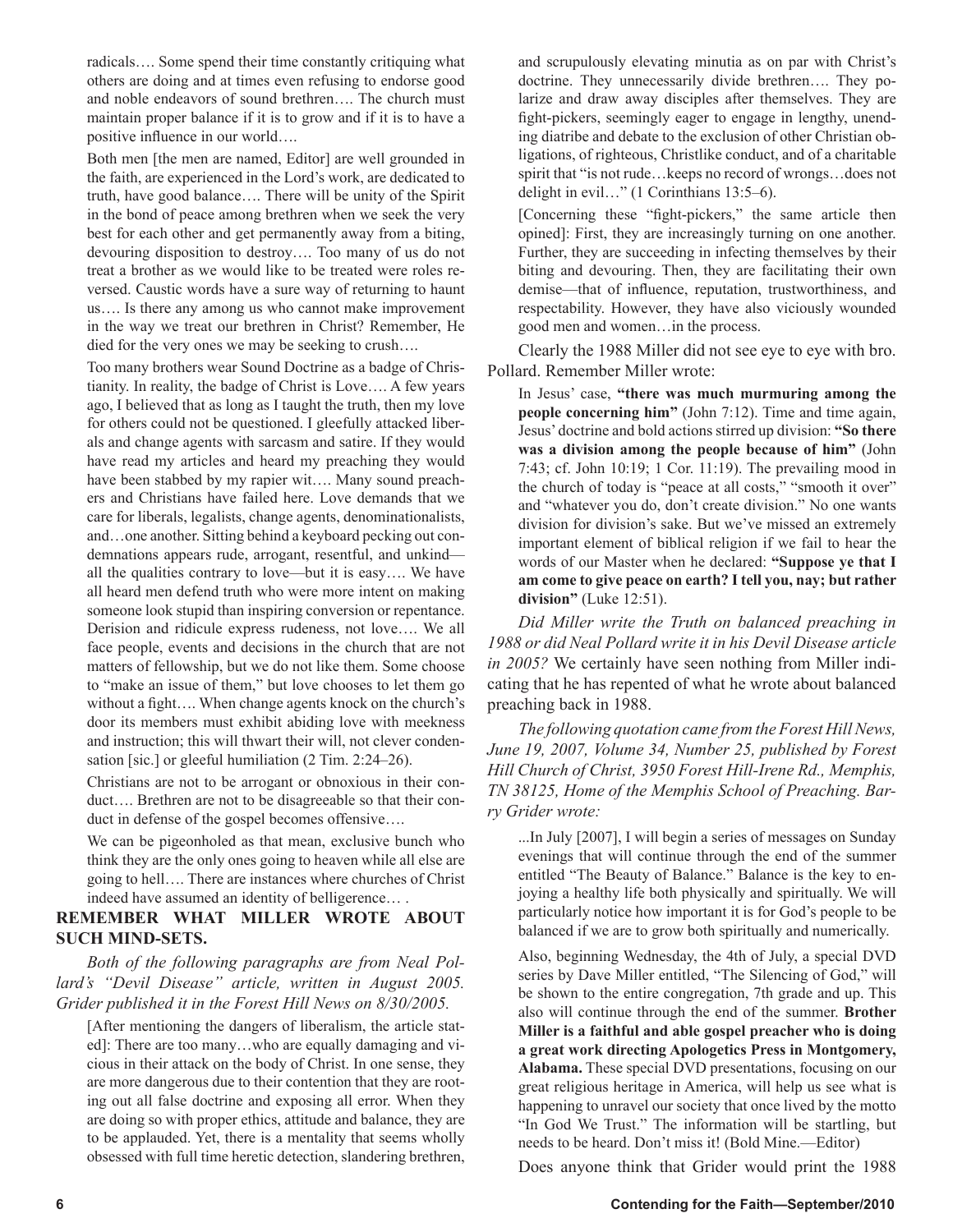radicals…. Some spend their time constantly critiquing what others are doing and at times even refusing to endorse good and noble endeavors of sound brethren…. The church must maintain proper balance if it is to grow and if it is to have a positive influence in our world….

> Both men [the men are named, Editor] are well grounded in the faith, are experienced in the Lord's work, are dedicated to truth, have good balance…. There will be unity of the Spirit in the bond of peace among brethren when we seek the very best for each other and get permanently away from a biting, devouring disposition to destroy…. Too many of us do not treat a brother as we would like to be treated were roles reversed. Caustic words have a sure way of returning to haunt us…. Is there any among us who cannot make improvement in the way we treat our brethren in Christ? Remember, He died for the very ones we may be seeking to crush….
>
> Too many brothers wear Sound Doctrine as a badge of Christianity. In reality, the badge of Christ is Love…. A few years ago, I believed that as long as I taught the truth, then my love for others could not be questioned. I gleefully attacked liberals and change agents with sarcasm and satire. If they would have read my articles and heard my preaching they would have been stabbed by my rapier wit…. Many sound preachers and Christians have failed here. Love demands that we care for liberals, legalists, change agents, denominationalists, and…one another. Sitting behind a keyboard pecking out condemnations appears rude, arrogant, resentful, and unkind—all the qualities contrary to love—but it is easy…. We have all heard men defend truth who were more intent on making someone look stupid than inspiring conversion or repentance. Derision and ridicule express rudeness, not love…. We all face people, events and decisions in the church that are not matters of fellowship, but we do not like them. Some choose to "make an issue of them," but love chooses to let them go without a fight…. When change agents knock on the church's door its members must exhibit abiding love with meekness and instruction; this will thwart their will, not clever condensation [sic.] or gleeful humiliation (2 Tim. 2:24–26).
>
> Christians are not to be arrogant or obnoxious in their conduct…. Brethren are not to be disagreeable so that their conduct in defense of the gospel becomes offensive….
>
> We can be pigeonholed as that mean, exclusive bunch who think they are the only ones going to heaven while all else are going to hell…. There are instances where churches of Christ indeed have assumed an identity of belligerence… .

## REMEMBER WHAT MILLER WROTE ABOUT SUCH MIND-SETS.

*Both of the following paragraphs are from Neal Pollard's "Devil Disease" article, written in August 2005. Grider published it in the Forest Hill News on 8/30/2005.*

> [After mentioning the dangers of liberalism, the article stated]: There are too many…who are equally damaging and vicious in their attack on the body of Christ. In one sense, they are more dangerous due to their contention that they are rooting out all false doctrine and exposing all error. When they are doing so with proper ethics, attitude and balance, they are to be applauded. Yet, there is a mentality that seems wholly obsessed with full time heretic detection, slandering brethren, and scrupulously elevating minutia as on par with Christ's doctrine. They unnecessarily divide brethren…. They polarize and draw away disciples after themselves. They are fight-pickers, seemingly eager to engage in lengthy, unending diatribe and debate to the exclusion of other Christian obligations, of righteous, Christlike conduct, and of a charitable spirit that "is not rude…keeps no record of wrongs…does not delight in evil…" (1 Corinthians 13:5–6).
>
> [Concerning these "fight-pickers," the same article then opined]: First, they are increasingly turning on one another. Further, they are succeeding in infecting themselves by their biting and devouring. Then, they are facilitating their own demise—that of influence, reputation, trustworthiness, and respectability. However, they have also viciously wounded good men and women…in the process.

Clearly the 1988 Miller did not see eye to eye with bro. Pollard. Remember Miller wrote:

> In Jesus' case, **"there was much murmuring among the people concerning him"** (John 7:12). Time and time again, Jesus' doctrine and bold actions stirred up division: **"So there was a division among the people because of him"** (John 7:43; cf. John 10:19; 1 Cor. 11:19). The prevailing mood in the church of today is "peace at all costs," "smooth it over" and "whatever you do, don't create division." No one wants division for division's sake. But we've missed an extremely important element of biblical religion if we fail to hear the words of our Master when he declared: **"Suppose ye that I am come to give peace on earth? I tell you, nay; but rather division"** (Luke 12:51).

*Did Miller write the Truth on balanced preaching in 1988 or did Neal Pollard write it in his Devil Disease article in 2005?* We certainly have seen nothing from Miller indicating that he has repented of what he wrote about balanced preaching back in 1988.

*The following quotation came from the Forest Hill News, June 19, 2007, Volume 34, Number 25, published by Forest Hill Church of Christ, 3950 Forest Hill-Irene Rd., Memphis, TN 38125, Home of the Memphis School of Preaching. Barry Grider wrote:*

> ...In July [2007], I will begin a series of messages on Sunday evenings that will continue through the end of the summer entitled "The Beauty of Balance." Balance is the key to enjoying a healthy life both physically and spiritually. We will particularly notice how important it is for God's people to be balanced if we are to grow both spiritually and numerically.
>
> Also, beginning Wednesday, the 4th of July, a special DVD series by Dave Miller entitled, "The Silencing of God," will be shown to the entire congregation, 7th grade and up. This also will continue through the end of the summer. **Brother Miller is a faithful and able gospel preacher who is doing a great work directing Apologetics Press in Montgomery, Alabama.** These special DVD presentations, focusing on our great religious heritage in America, will help us see what is happening to unravel our society that once lived by the motto "In God We Trust." The information will be startling, but needs to be heard. Don't miss it! (Bold Mine.—Editor)

Does anyone think that Grider would print the 1988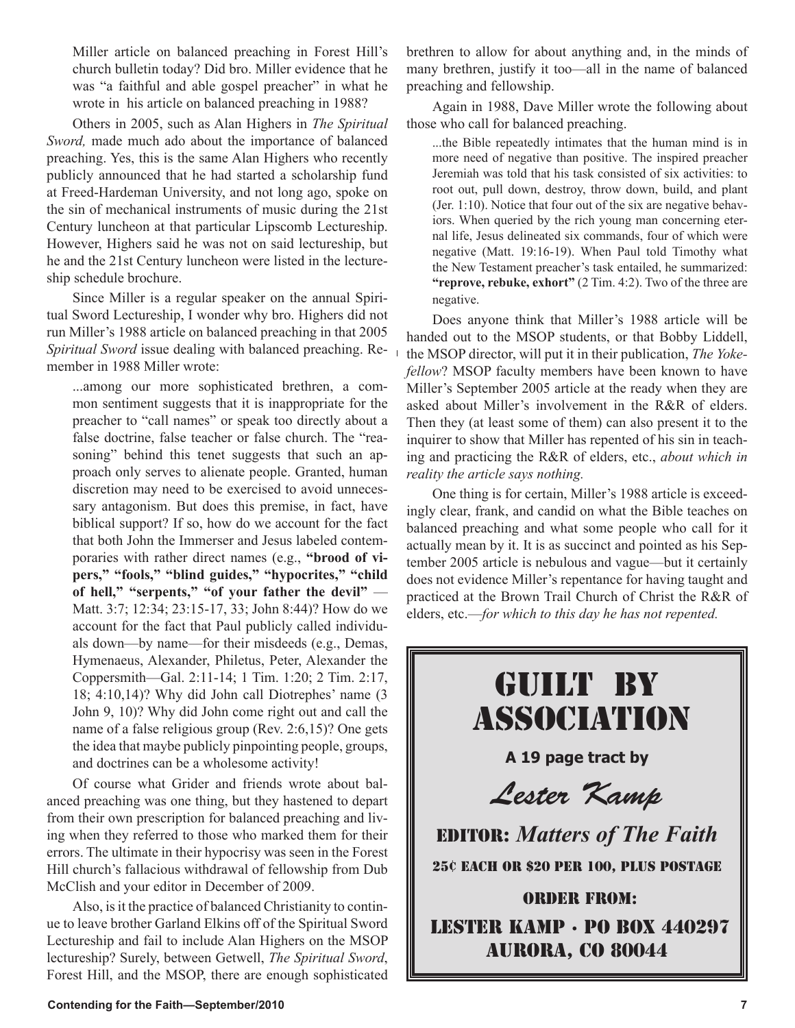Miller article on balanced preaching in Forest Hill's church bulletin today? Did bro. Miller evidence that he was "a faithful and able gospel preacher" in what he wrote in his article on balanced preaching in 1988?

Others in 2005, such as Alan Highers in *The Spiritual Sword,* made much ado about the importance of balanced preaching. Yes, this is the same Alan Highers who recently publicly announced that he had started a scholarship fund at Freed-Hardeman University, and not long ago, spoke on the sin of mechanical instruments of music during the 21st Century luncheon at that particular Lipscomb Lectureship. However, Highers said he was not on said lectureship, but he and the 21st Century luncheon were listed in the lectureship schedule brochure.

Since Miller is a regular speaker on the annual Spiritual Sword Lectureship, I wonder why bro. Highers did not run Miller's 1988 article on balanced preaching in that 2005 *Spiritual Sword* issue dealing with balanced preaching. Remember in 1988 Miller wrote:

> ...among our more sophisticated brethren, a common sentiment suggests that it is inappropriate for the preacher to "call names" or speak too directly about a false doctrine, false teacher or false church. The "reasoning" behind this tenet suggests that such an approach only serves to alienate people. Granted, human discretion may need to be exercised to avoid unnecessary antagonism. But does this premise, in fact, have biblical support? If so, how do we account for the fact that both John the Immerser and Jesus labeled contemporaries with rather direct names (e.g., **"brood of vipers," "fools," "blind guides," "hypocrites," "child of hell," "serpents," "of your father the devil"** —Matt. 3:7; 12:34; 23:15-17, 33; John 8:44)? How do we account for the fact that Paul publicly called individuals down—by name—for their misdeeds (e.g., Demas, Hymenaeus, Alexander, Philetus, Peter, Alexander the Coppersmith—Gal. 2:11-14; 1 Tim. 1:20; 2 Tim. 2:17, 18; 4:10,14)? Why did John call Diotrephes' name (3 John 9, 10)? Why did John come right out and call the name of a false religious group (Rev. 2:6,15)? One gets the idea that maybe publicly pinpointing people, groups, and doctrines can be a wholesome activity!

Of course what Grider and friends wrote about balanced preaching was one thing, but they hastened to depart from their own prescription for balanced preaching and living when they referred to those who marked them for their errors. The ultimate in their hypocrisy was seen in the Forest Hill church's fallacious withdrawal of fellowship from Dub McClish and your editor in December of 2009.

Also, is it the practice of balanced Christianity to continue to leave brother Garland Elkins off of the Spiritual Sword Lectureship and fail to include Alan Highers on the MSOP lectureship? Surely, between Getwell, *The Spiritual Sword*, Forest Hill, and the MSOP, there are enough sophisticated brethren to allow for about anything and, in the minds of many brethren, justify it too—all in the name of balanced preaching and fellowship.

Again in 1988, Dave Miller wrote the following about those who call for balanced preaching.

> ...the Bible repeatedly intimates that the human mind is in more need of negative than positive. The inspired preacher Jeremiah was told that his task consisted of six activities: to root out, pull down, destroy, throw down, build, and plant (Jer. 1:10). Notice that four out of the six are negative behaviors. When queried by the rich young man concerning eternal life, Jesus delineated six commands, four of which were negative (Matt. 19:16-19). When Paul told Timothy what the New Testament preacher's task entailed, he summarized: **"reprove, rebuke, exhort"** (2 Tim. 4:2). Two of the three are negative.

Does anyone think that Miller's 1988 article will be handed out to the MSOP students, or that Bobby Liddell, the MSOP director, will put it in their publication, *The Yokefellow*? MSOP faculty members have been known to have Miller's September 2005 article at the ready when they are asked about Miller's involvement in the R&R of elders. Then they (at least some of them) can also present it to the inquirer to show that Miller has repented of his sin in teaching and practicing the R&R of elders, etc., *about which in reality the article says nothing.*

One thing is for certain, Miller's 1988 article is exceedingly clear, frank, and candid on what the Bible teaches on balanced preaching and what some people who call for it actually mean by it. It is as succinct and pointed as his September 2005 article is nebulous and vague—but it certainly does not evidence Miller's repentance for having taught and practiced at the Brown Trail Church of Christ the R&R of elders, etc.—*for which to this day he has not repented.*

---

# GUILT BY ASSOCIATION

**A 19 page tract by**

*Lester Kamp*

EDITOR: *Matters of The Faith*

25¢ EACH OR $20 PER 100, PLUS POSTAGE

ORDER FROM:

LESTER KAMP · PO BOX 440297
AURORA, CO 80044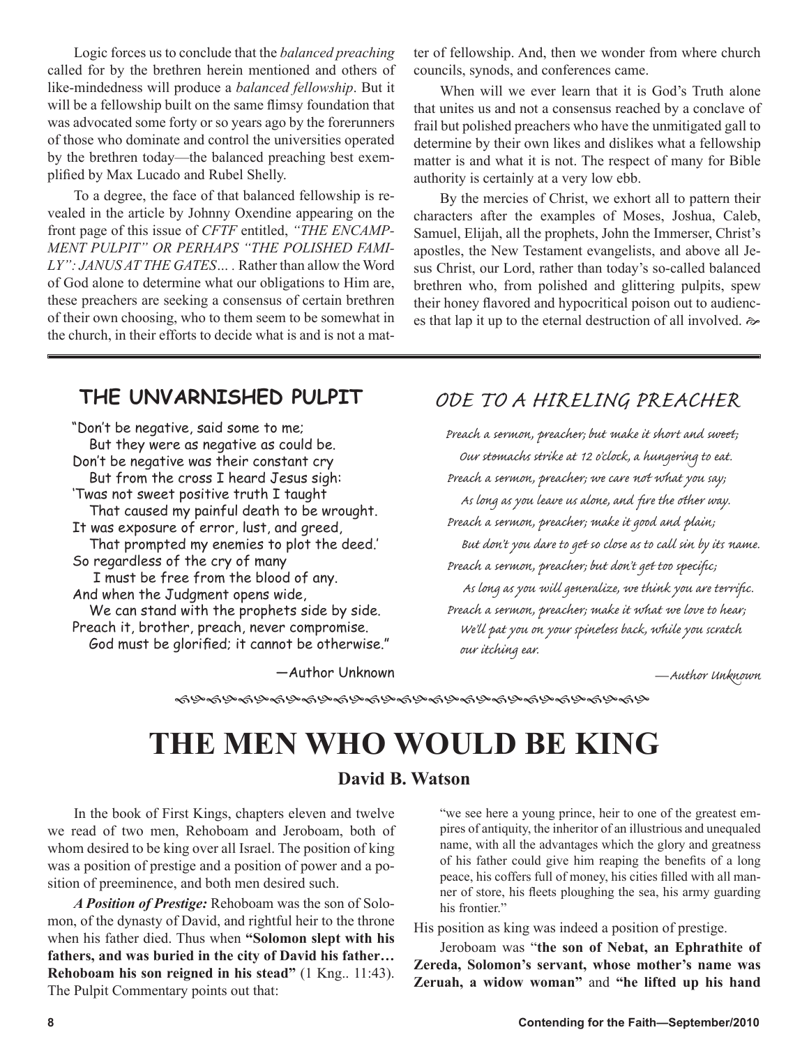Logic forces us to conclude that the *balanced preaching* called for by the brethren herein mentioned and others of like-mindedness will produce a *balanced fellowship*. But it will be a fellowship built on the same flimsy foundation that was advocated some forty or so years ago by the forerunners of those who dominate and control the universities operated by the brethren today—the balanced preaching best exemplified by Max Lucado and Rubel Shelly.

To a degree, the face of that balanced fellowship is revealed in the article by Johnny Oxendine appearing on the front page of this issue of *CFTF* entitled, *"THE ENCAMPMENT PULPIT" OR PERHAPS "THE POLISHED FAMILY": JANUS AT THE GATES…* . Rather than allow the Word of God alone to determine what our obligations to Him are, these preachers are seeking a consensus of certain brethren of their own choosing, who to them seem to be somewhat in the church, in their efforts to decide what is and is not a matter of fellowship. And, then we wonder from where church councils, synods, and conferences came.

When will we ever learn that it is God's Truth alone that unites us and not a consensus reached by a conclave of frail but polished preachers who have the unmitigated gall to determine by their own likes and dislikes what a fellowship matter is and what it is not. The respect of many for Bible authority is certainly at a very low ebb.

By the mercies of Christ, we exhort all to pattern their characters after the examples of Moses, Joshua, Caleb, Samuel, Elijah, all the prophets, John the Immerser, Christ's apostles, the New Testament evangelists, and above all Jesus Christ, our Lord, rather than today's so-called balanced brethren who, from polished and glittering pulpits, spew their honey flavored and hypocritical poison out to audiences that lap it up to the eternal destruction of all involved.

## THE UNVARNISHED PULPIT

"Don't be negative, said some to me;
But they were as negative as could be.
Don't be negative was their constant cry
But from the cross I heard Jesus sigh:
'Twas not sweet positive truth I taught
That caused my painful death to be wrought.
It was exposure of error, lust, and greed,
That prompted my enemies to plot the deed.'
So regardless of the cry of many
I must be free from the blood of any.
And when the Judgment opens wide,
We can stand with the prophets side by side.
Preach it, brother, preach, never compromise.
God must be glorified; it cannot be otherwise."

—Author Unknown

## ODE TO A HIRELING PREACHER

*Preach a sermon, preacher; but make it short and sweet;*
*Our stomachs strike at 12 o'clock, a hungering to eat.*
*Preach a sermon, preacher; we care not what you say;*
*As long as you leave us alone, and fire the other way.*
*Preach a sermon, preacher; make it good and plain;*
*But don't you dare to get so close as to call sin by its name.*
*Preach a sermon, preacher; but don't get too specific;*
*As long as you will generalize, we think you are terrific.*
*Preach a sermon, preacher; make it what we love to hear;*
*We'll pat you on your spineless back, while you scratch our itching ear.*

*—Author Unknown*

# THE MEN WHO WOULD BE KING

### David B. Watson

In the book of First Kings, chapters eleven and twelve we read of two men, Rehoboam and Jeroboam, both of whom desired to be king over all Israel. The position of king was a position of prestige and a position of power and a position of preeminence, and both men desired such.

***A Position of Prestige:*** Rehoboam was the son of Solomon, of the dynasty of David, and rightful heir to the throne when his father died. Thus when **"Solomon slept with his fathers, and was buried in the city of David his father… Rehoboam his son reigned in his stead"** (1 Kng.. 11:43). The Pulpit Commentary points out that:

> "we see here a young prince, heir to one of the greatest empires of antiquity, the inheritor of an illustrious and unequaled name, with all the advantages which the glory and greatness of his father could give him reaping the benefits of a long peace, his coffers full of money, his cities filled with all manner of store, his fleets ploughing the sea, his army guarding his frontier."

His position as king was indeed a position of prestige.

Jeroboam was "**the son of Nebat, an Ephrathite of Zereda, Solomon's servant, whose mother's name was Zeruah, a widow woman"** and **"he lifted up his hand**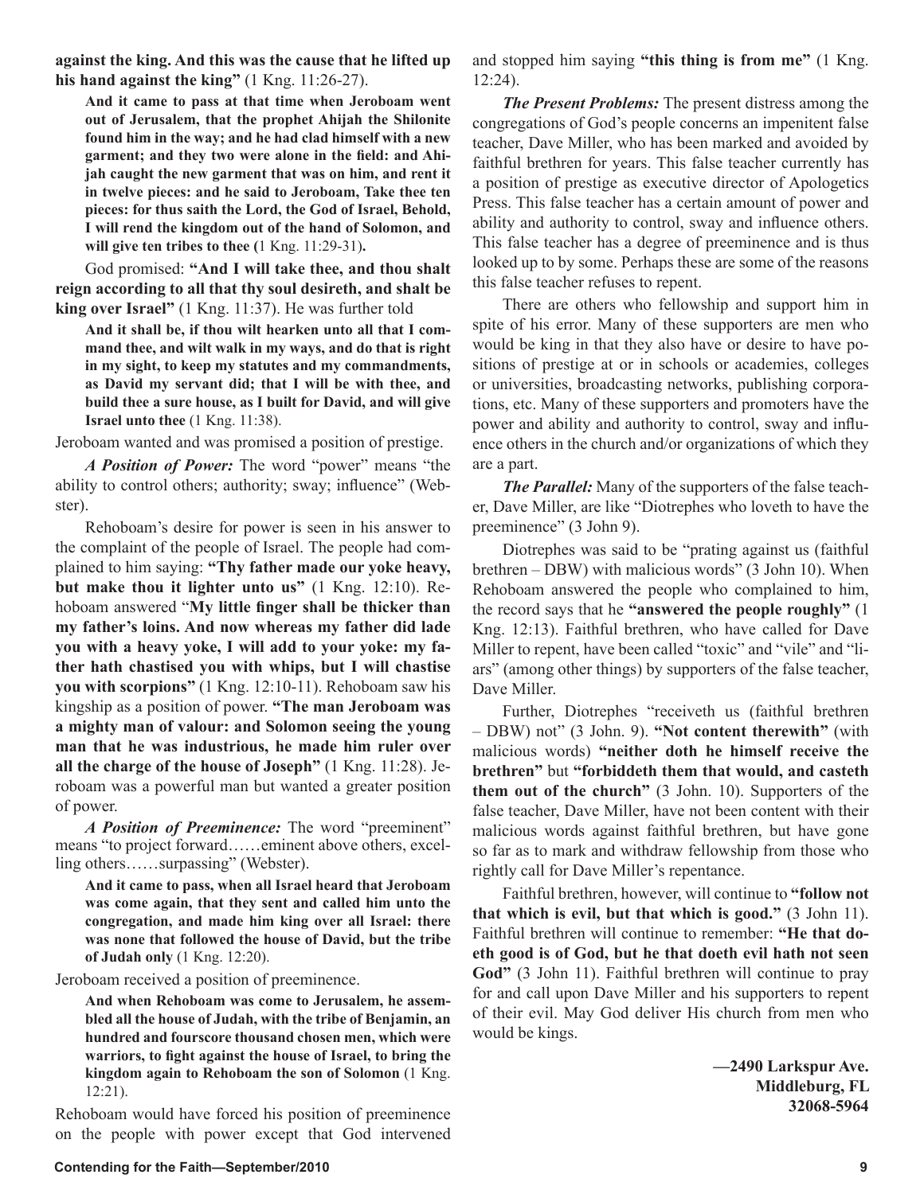**against the king. And this was the cause that he lifted up his hand against the king"** (1 Kng. 11:26-27).

> **And it came to pass at that time when Jeroboam went out of Jerusalem, that the prophet Ahijah the Shilonite found him in the way; and he had clad himself with a new garment; and they two were alone in the field: and Ahijah caught the new garment that was on him, and rent it in twelve pieces: and he said to Jeroboam, Take thee ten pieces: for thus saith the Lord, the God of Israel, Behold, I will rend the kingdom out of the hand of Solomon, and will give ten tribes to thee (**1 Kng. 11:29-31**).**

God promised: **"And I will take thee, and thou shalt reign according to all that thy soul desireth, and shalt be king over Israel"** (1 Kng. 11:37). He was further told

> **And it shall be, if thou wilt hearken unto all that I command thee, and wilt walk in my ways, and do that is right in my sight, to keep my statutes and my commandments, as David my servant did; that I will be with thee, and build thee a sure house, as I built for David, and will give Israel unto thee** (1 Kng. 11:38).

Jeroboam wanted and was promised a position of prestige.

***A Position of Power:*** The word "power" means "the ability to control others; authority; sway; influence" (Webster).

Rehoboam's desire for power is seen in his answer to the complaint of the people of Israel. The people had complained to him saying: **"Thy father made our yoke heavy, but make thou it lighter unto us"** (1 Kng. 12:10). Rehoboam answered "**My little finger shall be thicker than my father's loins. And now whereas my father did lade you with a heavy yoke, I will add to your yoke: my father hath chastised you with whips, but I will chastise you with scorpions"** (1 Kng. 12:10-11). Rehoboam saw his kingship as a position of power. **"The man Jeroboam was a mighty man of valour: and Solomon seeing the young man that he was industrious, he made him ruler over all the charge of the house of Joseph"** (1 Kng. 11:28). Jeroboam was a powerful man but wanted a greater position of power.

***A Position of Preeminence:*** The word "preeminent" means "to project forward……eminent above others, excelling others……surpassing" (Webster).

> **And it came to pass, when all Israel heard that Jeroboam was come again, that they sent and called him unto the congregation, and made him king over all Israel: there was none that followed the house of David, but the tribe of Judah only** (1 Kng. 12:20).

Jeroboam received a position of preeminence.

> **And when Rehoboam was come to Jerusalem, he assembled all the house of Judah, with the tribe of Benjamin, an hundred and fourscore thousand chosen men, which were warriors, to fight against the house of Israel, to bring the kingdom again to Rehoboam the son of Solomon** (1 Kng. 12:21).

Rehoboam would have forced his position of preeminence on the people with power except that God intervened and stopped him saying **"this thing is from me"** (1 Kng. 12:24).

***The Present Problems:*** The present distress among the congregations of God's people concerns an impenitent false teacher, Dave Miller, who has been marked and avoided by faithful brethren for years. This false teacher currently has a position of prestige as executive director of Apologetics Press. This false teacher has a certain amount of power and ability and authority to control, sway and influence others. This false teacher has a degree of preeminence and is thus looked up to by some. Perhaps these are some of the reasons this false teacher refuses to repent.

There are others who fellowship and support him in spite of his error. Many of these supporters are men who would be king in that they also have or desire to have positions of prestige at or in schools or academies, colleges or universities, broadcasting networks, publishing corporations, etc. Many of these supporters and promoters have the power and ability and authority to control, sway and influence others in the church and/or organizations of which they are a part.

***The Parallel:*** Many of the supporters of the false teacher, Dave Miller, are like "Diotrephes who loveth to have the preeminence" (3 John 9).

Diotrephes was said to be "prating against us (faithful brethren – DBW) with malicious words" (3 John 10). When Rehoboam answered the people who complained to him, the record says that he **"answered the people roughly"** (1 Kng. 12:13). Faithful brethren, who have called for Dave Miller to repent, have been called "toxic" and "vile" and "liars" (among other things) by supporters of the false teacher, Dave Miller.

Further, Diotrephes "receiveth us (faithful brethren – DBW) not" (3 John. 9). **"Not content therewith"** (with malicious words) **"neither doth he himself receive the brethren"** but **"forbiddeth them that would, and casteth them out of the church"** (3 John. 10). Supporters of the false teacher, Dave Miller, have not been content with their malicious words against faithful brethren, but have gone so far as to mark and withdraw fellowship from those who rightly call for Dave Miller's repentance.

Faithful brethren, however, will continue to **"follow not that which is evil, but that which is good."** (3 John 11). Faithful brethren will continue to remember: **"He that doeth good is of God, but he that doeth evil hath not seen God"** (3 John 11). Faithful brethren will continue to pray for and call upon Dave Miller and his supporters to repent of their evil. May God deliver His church from men who would be kings.

**—2490 Larkspur Ave.**
**Middleburg, FL**
**32068-5964**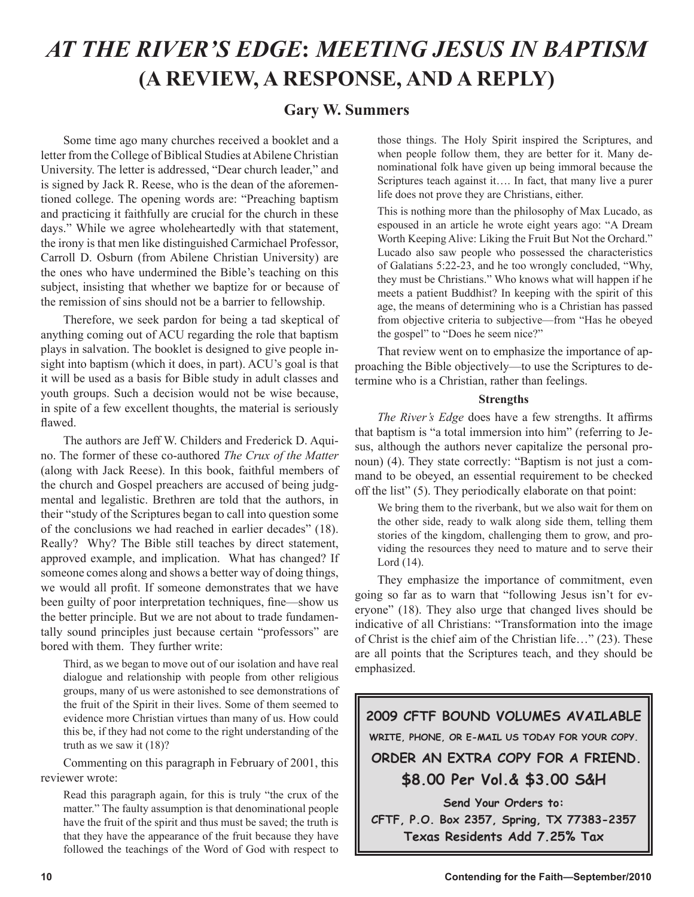# *AT THE RIVER'S EDGE*: *MEETING JESUS IN BAPTISM* (A REVIEW, A RESPONSE, AND A REPLY)

**Gary W. Summers**

Some time ago many churches received a booklet and a letter from the College of Biblical Studies at Abilene Christian University. The letter is addressed, "Dear church leader," and is signed by Jack R. Reese, who is the dean of the aforementioned college. The opening words are: "Preaching baptism and practicing it faithfully are crucial for the church in these days." While we agree wholeheartedly with that statement, the irony is that men like distinguished Carmichael Professor, Carroll D. Osburn (from Abilene Christian University) are the ones who have undermined the Bible's teaching on this subject, insisting that whether we baptize for or because of the remission of sins should not be a barrier to fellowship.

Therefore, we seek pardon for being a tad skeptical of anything coming out of ACU regarding the role that baptism plays in salvation. The booklet is designed to give people insight into baptism (which it does, in part). ACU's goal is that it will be used as a basis for Bible study in adult classes and youth groups. Such a decision would not be wise because, in spite of a few excellent thoughts, the material is seriously flawed.

The authors are Jeff W. Childers and Frederick D. Aquino. The former of these co-authored *The Crux of the Matter* (along with Jack Reese). In this book, faithful members of the church and Gospel preachers are accused of being judgmental and legalistic. Brethren are told that the authors, in their "study of the Scriptures began to call into question some of the conclusions we had reached in earlier decades" (18). Really? Why? The Bible still teaches by direct statement, approved example, and implication. What has changed? If someone comes along and shows a better way of doing things, we would all profit. If someone demonstrates that we have been guilty of poor interpretation techniques, fine—show us the better principle. But we are not about to trade fundamentally sound principles just because certain "professors" are bored with them. They further write:

> Third, as we began to move out of our isolation and have real dialogue and relationship with people from other religious groups, many of us were astonished to see demonstrations of the fruit of the Spirit in their lives. Some of them seemed to evidence more Christian virtues than many of us. How could this be, if they had not come to the right understanding of the truth as we saw it (18)?

Commenting on this paragraph in February of 2001, this reviewer wrote:

> Read this paragraph again, for this is truly "the crux of the matter." The faulty assumption is that denominational people have the fruit of the spirit and thus must be saved; the truth is that they have the appearance of the fruit because they have followed the teachings of the Word of God with respect to those things. The Holy Spirit inspired the Scriptures, and when people follow them, they are better for it. Many denominational folk have given up being immoral because the Scriptures teach against it…. In fact, that many live a purer life does not prove they are Christians, either.
>
> This is nothing more than the philosophy of Max Lucado, as espoused in an article he wrote eight years ago: "A Dream Worth Keeping Alive: Liking the Fruit But Not the Orchard." Lucado also saw people who possessed the characteristics of Galatians 5:22-23, and he too wrongly concluded, "Why, they must be Christians." Who knows what will happen if he meets a patient Buddhist? In keeping with the spirit of this age, the means of determining who is a Christian has passed from objective criteria to subjective—from "Has he obeyed the gospel" to "Does he seem nice?"

That review went on to emphasize the importance of approaching the Bible objectively—to use the Scriptures to determine who is a Christian, rather than feelings.

### Strengths

*The River's Edge* does have a few strengths. It affirms that baptism is "a total immersion into him" (referring to Jesus, although the authors never capitalize the personal pronoun) (4). They state correctly: "Baptism is not just a command to be obeyed, an essential requirement to be checked off the list" (5). They periodically elaborate on that point:

> We bring them to the riverbank, but we also wait for them on the other side, ready to walk along side them, telling them stories of the kingdom, challenging them to grow, and providing the resources they need to mature and to serve their Lord (14).

They emphasize the importance of commitment, even going so far as to warn that "following Jesus isn't for everyone" (18). They also urge that changed lives should be indicative of all Christians: "Transformation into the image of Christ is the chief aim of the Christian life…" (23). These are all points that the Scriptures teach, and they should be emphasized.

---

**2009 CFTF BOUND VOLUMES AVAILABLE**

**WRITE, PHONE, OR E-MAIL US TODAY FOR YOUR COPY.**

**ORDER AN EXTRA COPY FOR A FRIEND.**

**$8.00 Per Vol.& $3.00 S&H**

**Send Your Orders to:**
**CFTF, P.O. Box 2357, Spring, TX 77383-2357**
**Texas Residents Add 7.25% Tax**

---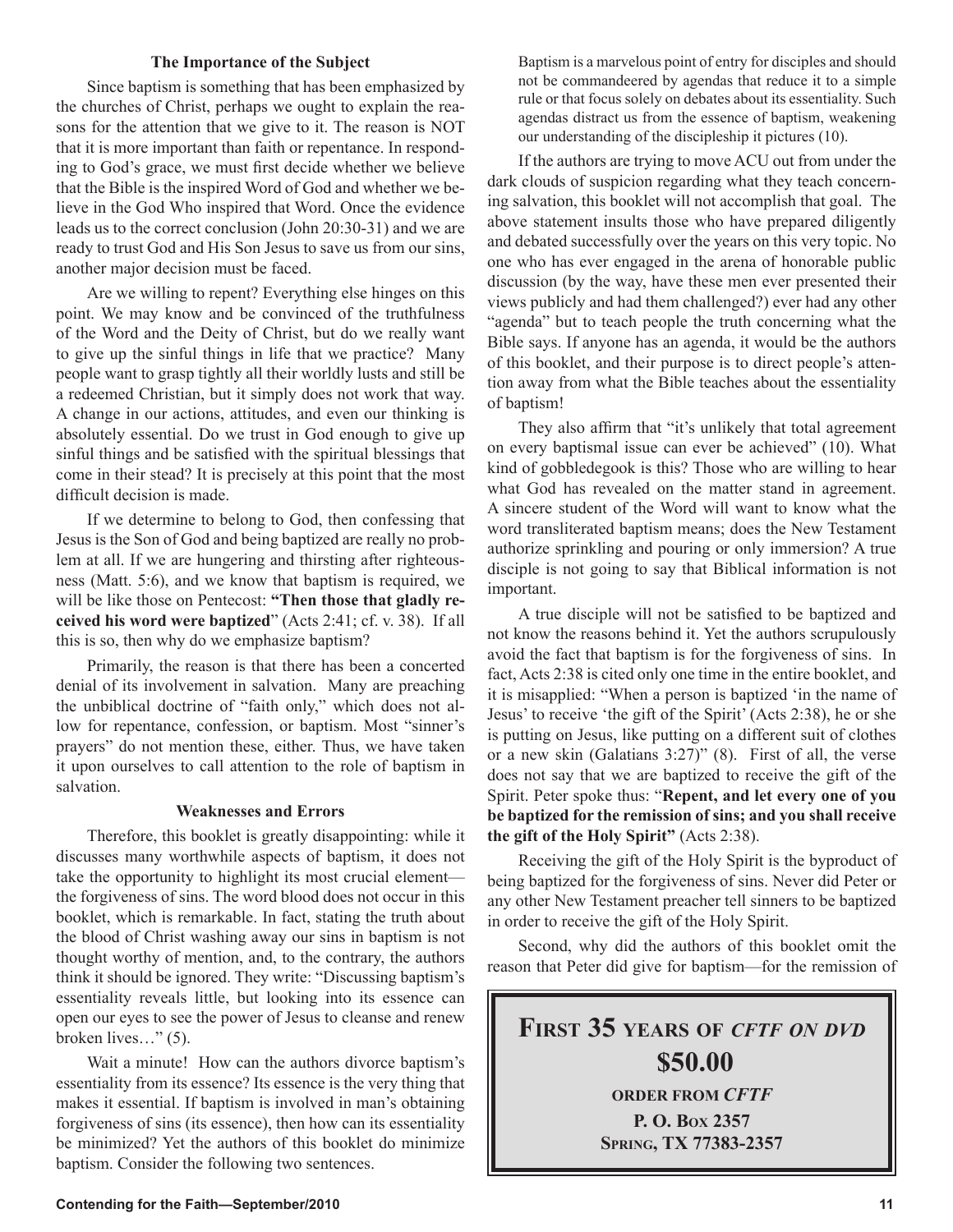### The Importance of the Subject

Since baptism is something that has been emphasized by the churches of Christ, perhaps we ought to explain the reasons for the attention that we give to it. The reason is NOT that it is more important than faith or repentance. In responding to God's grace, we must first decide whether we believe that the Bible is the inspired Word of God and whether we believe in the God Who inspired that Word. Once the evidence leads us to the correct conclusion (John 20:30-31) and we are ready to trust God and His Son Jesus to save us from our sins, another major decision must be faced.

Are we willing to repent? Everything else hinges on this point. We may know and be convinced of the truthfulness of the Word and the Deity of Christ, but do we really want to give up the sinful things in life that we practice? Many people want to grasp tightly all their worldly lusts and still be a redeemed Christian, but it simply does not work that way. A change in our actions, attitudes, and even our thinking is absolutely essential. Do we trust in God enough to give up sinful things and be satisfied with the spiritual blessings that come in their stead? It is precisely at this point that the most difficult decision is made.

If we determine to belong to God, then confessing that Jesus is the Son of God and being baptized are really no problem at all. If we are hungering and thirsting after righteousness (Matt. 5:6), and we know that baptism is required, we will be like those on Pentecost: **"Then those that gladly received his word were baptized**" (Acts 2:41; cf. v. 38). If all this is so, then why do we emphasize baptism?

Primarily, the reason is that there has been a concerted denial of its involvement in salvation. Many are preaching the unbiblical doctrine of "faith only," which does not allow for repentance, confession, or baptism. Most "sinner's prayers" do not mention these, either. Thus, we have taken it upon ourselves to call attention to the role of baptism in salvation.

### Weaknesses and Errors

Therefore, this booklet is greatly disappointing: while it discusses many worthwhile aspects of baptism, it does not take the opportunity to highlight its most crucial element—the forgiveness of sins. The word blood does not occur in this booklet, which is remarkable. In fact, stating the truth about the blood of Christ washing away our sins in baptism is not thought worthy of mention, and, to the contrary, the authors think it should be ignored. They write: "Discussing baptism's essentiality reveals little, but looking into its essence can open our eyes to see the power of Jesus to cleanse and renew broken lives…" (5).

Wait a minute! How can the authors divorce baptism's essentiality from its essence? Its essence is the very thing that makes it essential. If baptism is involved in man's obtaining forgiveness of sins (its essence), then how can its essentiality be minimized? Yet the authors of this booklet do minimize baptism. Consider the following two sentences.

> Baptism is a marvelous point of entry for disciples and should not be commandeered by agendas that reduce it to a simple rule or that focus solely on debates about its essentiality. Such agendas distract us from the essence of baptism, weakening our understanding of the discipleship it pictures (10).

If the authors are trying to move ACU out from under the dark clouds of suspicion regarding what they teach concerning salvation, this booklet will not accomplish that goal. The above statement insults those who have prepared diligently and debated successfully over the years on this very topic. No one who has ever engaged in the arena of honorable public discussion (by the way, have these men ever presented their views publicly and had them challenged?) ever had any other "agenda" but to teach people the truth concerning what the Bible says. If anyone has an agenda, it would be the authors of this booklet, and their purpose is to direct people's attention away from what the Bible teaches about the essentiality of baptism!

They also affirm that "it's unlikely that total agreement on every baptismal issue can ever be achieved" (10). What kind of gobbledegook is this? Those who are willing to hear what God has revealed on the matter stand in agreement. A sincere student of the Word will want to know what the word transliterated baptism means; does the New Testament authorize sprinkling and pouring or only immersion? A true disciple is not going to say that Biblical information is not important.

A true disciple will not be satisfied to be baptized and not know the reasons behind it. Yet the authors scrupulously avoid the fact that baptism is for the forgiveness of sins. In fact, Acts 2:38 is cited only one time in the entire booklet, and it is misapplied: "When a person is baptized 'in the name of Jesus' to receive 'the gift of the Spirit' (Acts 2:38), he or she is putting on Jesus, like putting on a different suit of clothes or a new skin (Galatians 3:27)" (8). First of all, the verse does not say that we are baptized to receive the gift of the Spirit. Peter spoke thus: "**Repent, and let every one of you be baptized for the remission of sins; and you shall receive the gift of the Holy Spirit"** (Acts 2:38).

Receiving the gift of the Holy Spirit is the byproduct of being baptized for the forgiveness of sins. Never did Peter or any other New Testament preacher tell sinners to be baptized in order to receive the gift of the Holy Spirit.

Second, why did the authors of this booklet omit the reason that Peter did give for baptism—for the remission of

---

**FIRST 35 YEARS OF *CFTF ON DVD***

**$50.00**

**ORDER FROM *CFTF***

**P. O. BOX 2357**

**SPRING, TX 77383-2357**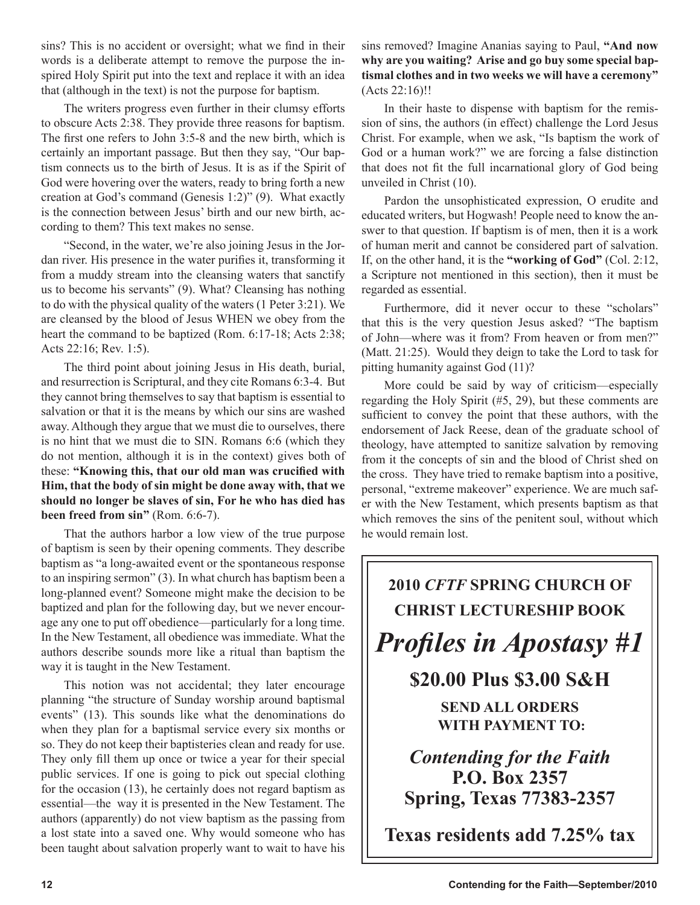sins? This is no accident or oversight; what we find in their words is a deliberate attempt to remove the purpose the inspired Holy Spirit put into the text and replace it with an idea that (although in the text) is not the purpose for baptism.

The writers progress even further in their clumsy efforts to obscure Acts 2:38. They provide three reasons for baptism. The first one refers to John 3:5-8 and the new birth, which is certainly an important passage. But then they say, "Our baptism connects us to the birth of Jesus. It is as if the Spirit of God were hovering over the waters, ready to bring forth a new creation at God's command (Genesis 1:2)" (9). What exactly is the connection between Jesus' birth and our new birth, according to them? This text makes no sense.

"Second, in the water, we're also joining Jesus in the Jordan river. His presence in the water purifies it, transforming it from a muddy stream into the cleansing waters that sanctify us to become his servants" (9). What? Cleansing has nothing to do with the physical quality of the waters (1 Peter 3:21). We are cleansed by the blood of Jesus WHEN we obey from the heart the command to be baptized (Rom. 6:17-18; Acts 2:38; Acts 22:16; Rev. 1:5).

The third point about joining Jesus in His death, burial, and resurrection is Scriptural, and they cite Romans 6:3-4. But they cannot bring themselves to say that baptism is essential to salvation or that it is the means by which our sins are washed away. Although they argue that we must die to ourselves, there is no hint that we must die to SIN. Romans 6:6 (which they do not mention, although it is in the context) gives both of these: **"Knowing this, that our old man was crucified with Him, that the body of sin might be done away with, that we should no longer be slaves of sin, For he who has died has been freed from sin"** (Rom. 6:6-7).

That the authors harbor a low view of the true purpose of baptism is seen by their opening comments. They describe baptism as "a long-awaited event or the spontaneous response to an inspiring sermon" (3). In what church has baptism been a long-planned event? Someone might make the decision to be baptized and plan for the following day, but we never encourage any one to put off obedience—particularly for a long time. In the New Testament, all obedience was immediate. What the authors describe sounds more like a ritual than baptism the way it is taught in the New Testament.

This notion was not accidental; they later encourage planning "the structure of Sunday worship around baptismal events" (13). This sounds like what the denominations do when they plan for a baptismal service every six months or so. They do not keep their baptisteries clean and ready for use. They only fill them up once or twice a year for their special public services. If one is going to pick out special clothing for the occasion (13), he certainly does not regard baptism as essential—the way it is presented in the New Testament. The authors (apparently) do not view baptism as the passing from a lost state into a saved one. Why would someone who has been taught about salvation properly want to wait to have his sins removed? Imagine Ananias saying to Paul, **"And now why are you waiting? Arise and go buy some special baptismal clothes and in two weeks we will have a ceremony"** (Acts 22:16)!!

In their haste to dispense with baptism for the remission of sins, the authors (in effect) challenge the Lord Jesus Christ. For example, when we ask, "Is baptism the work of God or a human work?" we are forcing a false distinction that does not fit the full incarnational glory of God being unveiled in Christ (10).

Pardon the unsophisticated expression, O erudite and educated writers, but Hogwash! People need to know the answer to that question. If baptism is of men, then it is a work of human merit and cannot be considered part of salvation. If, on the other hand, it is the **"working of God"** (Col. 2:12, a Scripture not mentioned in this section), then it must be regarded as essential.

Furthermore, did it never occur to these "scholars" that this is the very question Jesus asked? "The baptism of John—where was it from? From heaven or from men?" (Matt. 21:25). Would they deign to take the Lord to task for pitting humanity against God (11)?

More could be said by way of criticism—especially regarding the Holy Spirit (#5, 29), but these comments are sufficient to convey the point that these authors, with the endorsement of Jack Reese, dean of the graduate school of theology, have attempted to sanitize salvation by removing from it the concepts of sin and the blood of Christ shed on the cross. They have tried to remake baptism into a positive, personal, "extreme makeover" experience. We are much safer with the New Testament, which presents baptism as that which removes the sins of the penitent soul, without which he would remain lost.

**2010 *CFTF* SPRING CHURCH OF CHRIST LECTURESHIP BOOK**

***Profiles in Apostasy #1***

**$20.00 Plus $3.00 S&H**

**SEND ALL ORDERS WITH PAYMENT TO:**

***Contending for the Faith***
**P.O. Box 2357**
**Spring, Texas 77383-2357**

**Texas residents add 7.25% tax**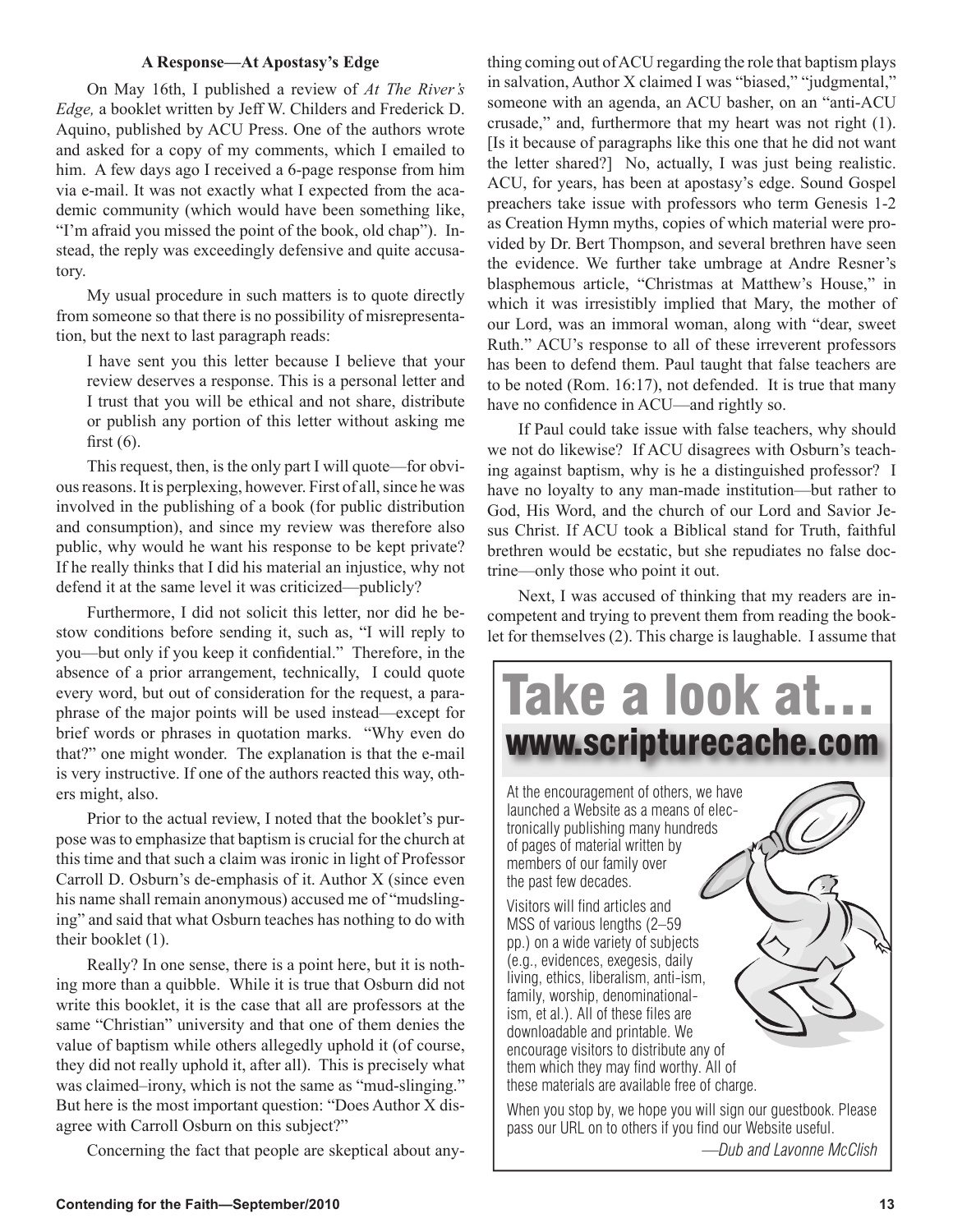### A Response—At Apostasy's Edge

On May 16th, I published a review of *At The River's Edge,* a booklet written by Jeff W. Childers and Frederick D. Aquino, published by ACU Press. One of the authors wrote and asked for a copy of my comments, which I emailed to him. A few days ago I received a 6-page response from him via e-mail. It was not exactly what I expected from the academic community (which would have been something like, "I'm afraid you missed the point of the book, old chap"). Instead, the reply was exceedingly defensive and quite accusatory.

My usual procedure in such matters is to quote directly from someone so that there is no possibility of misrepresentation, but the next to last paragraph reads:

> I have sent you this letter because I believe that your review deserves a response. This is a personal letter and I trust that you will be ethical and not share, distribute or publish any portion of this letter without asking me first (6).

This request, then, is the only part I will quote—for obvious reasons. It is perplexing, however. First of all, since he was involved in the publishing of a book (for public distribution and consumption), and since my review was therefore also public, why would he want his response to be kept private? If he really thinks that I did his material an injustice, why not defend it at the same level it was criticized—publicly?

Furthermore, I did not solicit this letter, nor did he bestow conditions before sending it, such as, "I will reply to you—but only if you keep it confidential." Therefore, in the absence of a prior arrangement, technically, I could quote every word, but out of consideration for the request, a paraphrase of the major points will be used instead—except for brief words or phrases in quotation marks. "Why even do that?" one might wonder. The explanation is that the e-mail is very instructive. If one of the authors reacted this way, others might, also.

Prior to the actual review, I noted that the booklet's purpose was to emphasize that baptism is crucial for the church at this time and that such a claim was ironic in light of Professor Carroll D. Osburn's de-emphasis of it. Author X (since even his name shall remain anonymous) accused me of "mudslinging" and said that what Osburn teaches has nothing to do with their booklet (1).

Really? In one sense, there is a point here, but it is nothing more than a quibble. While it is true that Osburn did not write this booklet, it is the case that all are professors at the same "Christian" university and that one of them denies the value of baptism while others allegedly uphold it (of course, they did not really uphold it, after all). This is precisely what was claimed–irony, which is not the same as "mud-slinging." But here is the most important question: "Does Author X disagree with Carroll Osburn on this subject?"

Concerning the fact that people are skeptical about anything coming out of ACU regarding the role that baptism plays in salvation, Author X claimed I was "biased," "judgmental," someone with an agenda, an ACU basher, on an "anti-ACU crusade," and, furthermore that my heart was not right (1). [Is it because of paragraphs like this one that he did not want the letter shared?] No, actually, I was just being realistic. ACU, for years, has been at apostasy's edge. Sound Gospel preachers take issue with professors who term Genesis 1-2 as Creation Hymn myths, copies of which material were provided by Dr. Bert Thompson, and several brethren have seen the evidence. We further take umbrage at Andre Resner's blasphemous article, "Christmas at Matthew's House," in which it was irresistibly implied that Mary, the mother of our Lord, was an immoral woman, along with "dear, sweet Ruth." ACU's response to all of these irreverent professors has been to defend them. Paul taught that false teachers are to be noted (Rom. 16:17), not defended. It is true that many have no confidence in ACU—and rightly so.

If Paul could take issue with false teachers, why should we not do likewise? If ACU disagrees with Osburn's teaching against baptism, why is he a distinguished professor? I have no loyalty to any man-made institution—but rather to God, His Word, and the church of our Lord and Savior Jesus Christ. If ACU took a Biblical stand for Truth, faithful brethren would be ecstatic, but she repudiates no false doctrine—only those who point it out.

Next, I was accused of thinking that my readers are incompetent and trying to prevent them from reading the booklet for themselves (2). This charge is laughable. I assume that

---

# Take a look at…

## www.scripturecache.com

At the encouragement of others, we have launched a Website as a means of electronically publishing many hundreds of pages of material written by members of our family over the past few decades.

Visitors will find articles and MSS of various lengths (2–59 pp.) on a wide variety of subjects (e.g., evidences, exegesis, daily living, ethics, liberalism, anti-ism, family, worship, denominationalism, et al.). All of these files are downloadable and printable. We encourage visitors to distribute any of them which they may find worthy. All of these materials are available free of charge.

When you stop by, we hope you will sign our guestbook. Please pass our URL on to others if you find our Website useful.

*—Dub and Lavonne McClish*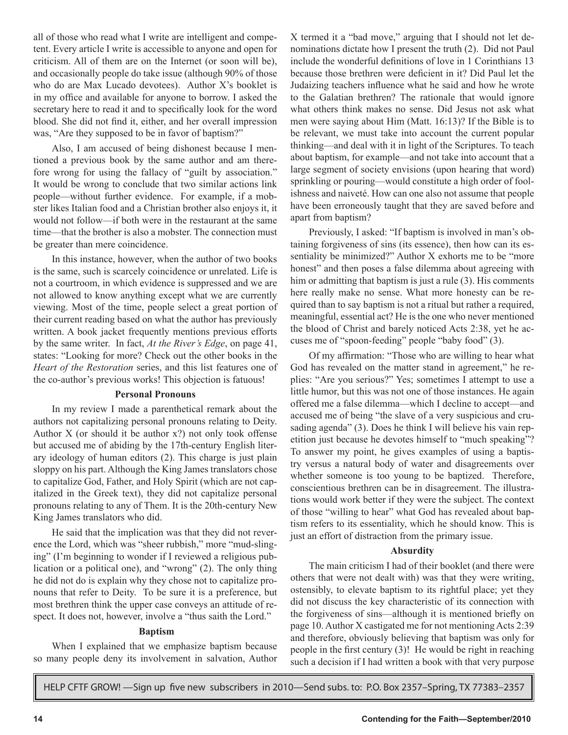all of those who read what I write are intelligent and competent. Every article I write is accessible to anyone and open for criticism. All of them are on the Internet (or soon will be), and occasionally people do take issue (although 90% of those who do are Max Lucado devotees). Author X's booklet is in my office and available for anyone to borrow. I asked the secretary here to read it and to specifically look for the word blood. She did not find it, either, and her overall impression was, "Are they supposed to be in favor of baptism?"

Also, I am accused of being dishonest because I mentioned a previous book by the same author and am therefore wrong for using the fallacy of "guilt by association." It would be wrong to conclude that two similar actions link people—without further evidence. For example, if a mobster likes Italian food and a Christian brother also enjoys it, it would not follow—if both were in the restaurant at the same time—that the brother is also a mobster. The connection must be greater than mere coincidence.

In this instance, however, when the author of two books is the same, such is scarcely coincidence or unrelated. Life is not a courtroom, in which evidence is suppressed and we are not allowed to know anything except what we are currently viewing. Most of the time, people select a great portion of their current reading based on what the author has previously written. A book jacket frequently mentions previous efforts by the same writer. In fact, *At the River's Edge*, on page 41, states: "Looking for more? Check out the other books in the *Heart of the Restoration* series, and this list features one of the co-author's previous works! This objection is fatuous!

**Personal Pronouns**

In my review I made a parenthetical remark about the authors not capitalizing personal pronouns relating to Deity. Author X (or should it be author x?) not only took offense but accused me of abiding by the 17th-century English literary ideology of human editors (2). This charge is just plain sloppy on his part. Although the King James translators chose to capitalize God, Father, and Holy Spirit (which are not capitalized in the Greek text), they did not capitalize personal pronouns relating to any of Them. It is the 20th-century New King James translators who did.

He said that the implication was that they did not reverence the Lord, which was "sheer rubbish," more "mud-slinging" (I'm beginning to wonder if I reviewed a religious publication or a political one), and "wrong" (2). The only thing he did not do is explain why they chose not to capitalize pronouns that refer to Deity. To be sure it is a preference, but most brethren think the upper case conveys an attitude of respect. It does not, however, involve a "thus saith the Lord."

**Baptism**

When I explained that we emphasize baptism because so many people deny its involvement in salvation, Author X termed it a "bad move," arguing that I should not let denominations dictate how I present the truth (2). Did not Paul include the wonderful definitions of love in 1 Corinthians 13 because those brethren were deficient in it? Did Paul let the Judaizing teachers influence what he said and how he wrote to the Galatian brethren? The rationale that would ignore what others think makes no sense. Did Jesus not ask what men were saying about Him (Matt. 16:13)? If the Bible is to be relevant, we must take into account the current popular thinking—and deal with it in light of the Scriptures. To teach about baptism, for example—and not take into account that a large segment of society envisions (upon hearing that word) sprinkling or pouring—would constitute a high order of foolishness and naiveté. How can one also not assume that people have been erroneously taught that they are saved before and apart from baptism?

Previously, I asked: "If baptism is involved in man's obtaining forgiveness of sins (its essence), then how can its essentiality be minimized?" Author X exhorts me to be "more honest" and then poses a false dilemma about agreeing with him or admitting that baptism is just a rule (3). His comments here really make no sense. What more honesty can be required than to say baptism is not a ritual but rather a required, meaningful, essential act? He is the one who never mentioned the blood of Christ and barely noticed Acts 2:38, yet he accuses me of "spoon-feeding" people "baby food" (3).

Of my affirmation: "Those who are willing to hear what God has revealed on the matter stand in agreement," he replies: "Are you serious?" Yes; sometimes I attempt to use a little humor, but this was not one of those instances. He again offered me a false dilemma—which I decline to accept—and accused me of being "the slave of a very suspicious and crusading agenda" (3). Does he think I will believe his vain repetition just because he devotes himself to "much speaking"? To answer my point, he gives examples of using a baptistry versus a natural body of water and disagreements over whether someone is too young to be baptized. Therefore, conscientious brethren can be in disagreement. The illustrations would work better if they were the subject. The context of those "willing to hear" what God has revealed about baptism refers to its essentiality, which he should know. This is just an effort of distraction from the primary issue.

**Absurdity**

The main criticism I had of their booklet (and there were others that were not dealt with) was that they were writing, ostensibly, to elevate baptism to its rightful place; yet they did not discuss the key characteristic of its connection with the forgiveness of sins—although it is mentioned briefly on page 10. Author X castigated me for not mentioning Acts 2:39 and therefore, obviously believing that baptism was only for people in the first century (3)! He would be right in reaching such a decision if I had written a book with that very purpose

HELP CFTF GROW! —Sign up five new subscribers in 2010—Send subs. to: P.O. Box 2357–Spring, TX 77383–2357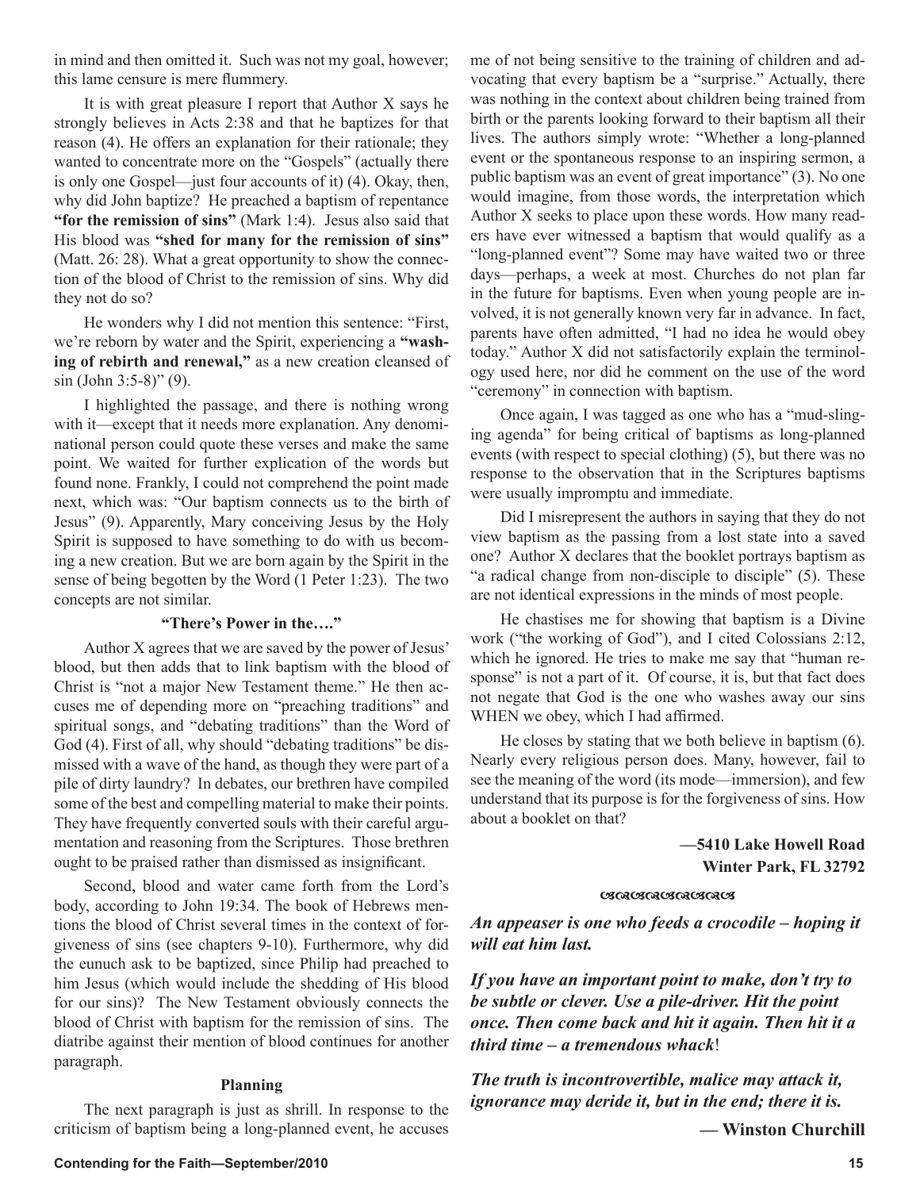in mind and then omitted it. Such was not my goal, however; this lame censure is mere flummery.

It is with great pleasure I report that Author X says he strongly believes in Acts 2:38 and that he baptizes for that reason (4). He offers an explanation for their rationale; they wanted to concentrate more on the "Gospels" (actually there is only one Gospel—just four accounts of it) (4). Okay, then, why did John baptize? He preached a baptism of repentance **"for the remission of sins"** (Mark 1:4). Jesus also said that His blood was **"shed for many for the remission of sins"** (Matt. 26: 28). What a great opportunity to show the connection of the blood of Christ to the remission of sins. Why did they not do so?

He wonders why I did not mention this sentence: "First, we're reborn by water and the Spirit, experiencing a **"washing of rebirth and renewal,"** as a new creation cleansed of sin (John 3:5-8)" (9).

I highlighted the passage, and there is nothing wrong with it—except that it needs more explanation. Any denominational person could quote these verses and make the same point. We waited for further explication of the words but found none. Frankly, I could not comprehend the point made next, which was: "Our baptism connects us to the birth of Jesus" (9). Apparently, Mary conceiving Jesus by the Holy Spirit is supposed to have something to do with us becoming a new creation. But we are born again by the Spirit in the sense of being begotten by the Word (1 Peter 1:23). The two concepts are not similar.

### "There's Power in the…."

Author X agrees that we are saved by the power of Jesus' blood, but then adds that to link baptism with the blood of Christ is "not a major New Testament theme." He then accuses me of depending more on "preaching traditions" and spiritual songs, and "debating traditions" than the Word of God (4). First of all, why should "debating traditions" be dismissed with a wave of the hand, as though they were part of a pile of dirty laundry? In debates, our brethren have compiled some of the best and compelling material to make their points. They have frequently converted souls with their careful argumentation and reasoning from the Scriptures. Those brethren ought to be praised rather than dismissed as insignificant.

Second, blood and water came forth from the Lord's body, according to John 19:34. The book of Hebrews mentions the blood of Christ several times in the context of forgiveness of sins (see chapters 9-10). Furthermore, why did the eunuch ask to be baptized, since Philip had preached to him Jesus (which would include the shedding of His blood for our sins)? The New Testament obviously connects the blood of Christ with baptism for the remission of sins. The diatribe against their mention of blood continues for another paragraph.

### Planning

The next paragraph is just as shrill. In response to the criticism of baptism being a long-planned event, he accuses me of not being sensitive to the training of children and advocating that every baptism be a "surprise." Actually, there was nothing in the context about children being trained from birth or the parents looking forward to their baptism all their lives. The authors simply wrote: "Whether a long-planned event or the spontaneous response to an inspiring sermon, a public baptism was an event of great importance" (3). No one would imagine, from those words, the interpretation which Author X seeks to place upon these words. How many readers have ever witnessed a baptism that would qualify as a "long-planned event"? Some may have waited two or three days—perhaps, a week at most. Churches do not plan far in the future for baptisms. Even when young people are involved, it is not generally known very far in advance. In fact, parents have often admitted, "I had no idea he would obey today." Author X did not satisfactorily explain the terminology used here, nor did he comment on the use of the word "ceremony" in connection with baptism.

Once again, I was tagged as one who has a "mud-slinging agenda" for being critical of baptisms as long-planned events (with respect to special clothing) (5), but there was no response to the observation that in the Scriptures baptisms were usually impromptu and immediate.

Did I misrepresent the authors in saying that they do not view baptism as the passing from a lost state into a saved one? Author X declares that the booklet portrays baptism as "a radical change from non-disciple to disciple" (5). These are not identical expressions in the minds of most people.

He chastises me for showing that baptism is a Divine work ("the working of God"), and I cited Colossians 2:12, which he ignored. He tries to make me say that "human response" is not a part of it. Of course, it is, but that fact does not negate that God is the one who washes away our sins WHEN we obey, which I had affirmed.

He closes by stating that we both believe in baptism (6). Nearly every religious person does. Many, however, fail to see the meaning of the word (its mode—immersion), and few understand that its purpose is for the forgiveness of sins. How about a booklet on that?

**—5410 Lake Howell Road**
**Winter Park, FL 32792**

***An appeaser is one who feeds a crocodile – hoping it will eat him last.***

***If you have an important point to make, don't try to be subtle or clever. Use a pile-driver. Hit the point once. Then come back and hit it again. Then hit it a third time – a tremendous whack!***

***The truth is incontrovertible, malice may attack it, ignorance may deride it, but in the end; there it is.***

**— Winston Churchill**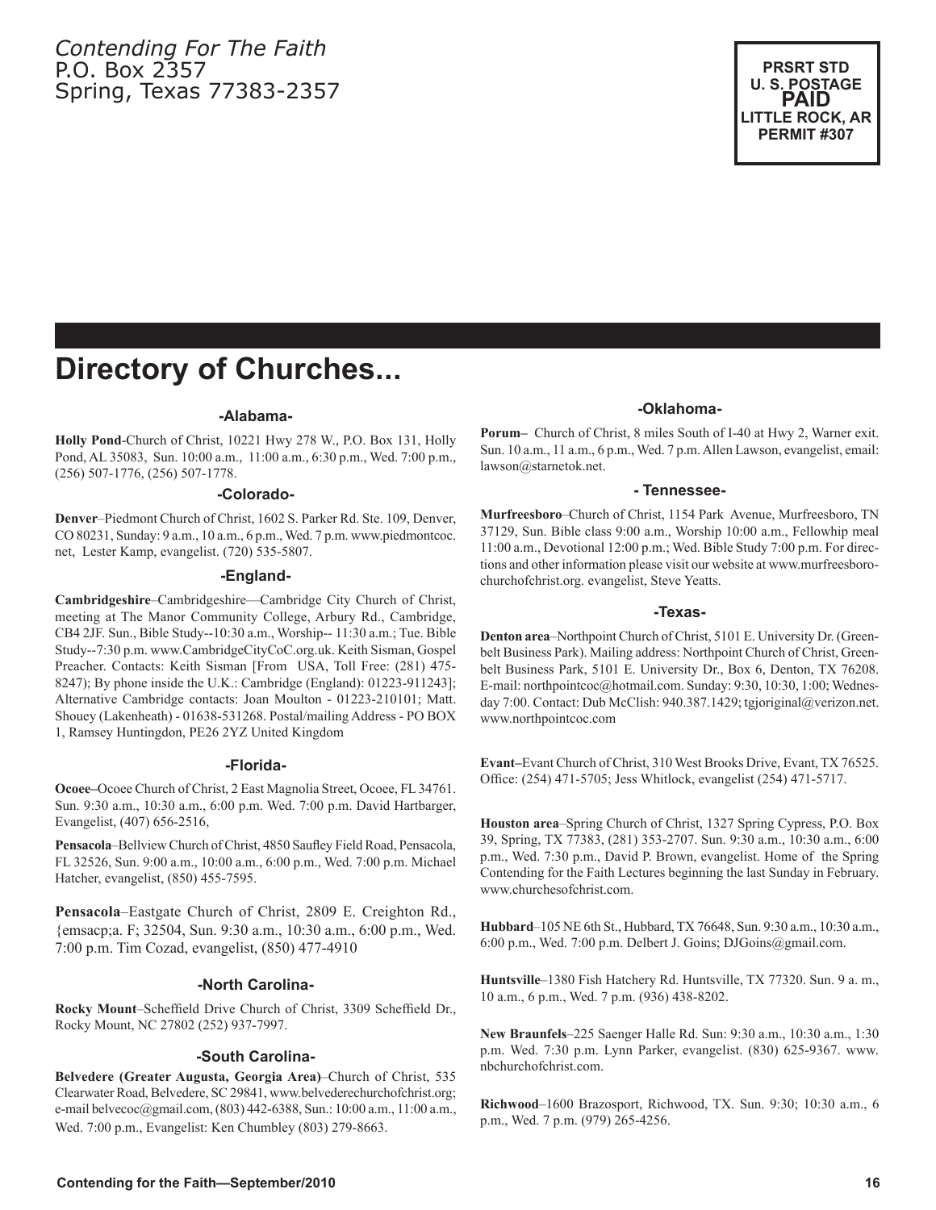*Contending For The Faith*
P.O. Box 2357
Spring, Texas 77383-2357

PRSRT STD
U. S. POSTAGE
**PAID**
LITTLE ROCK, AR
PERMIT #307

# Directory of Churches...

### -Alabama-

**Holly Pond**-Church of Christ, 10221 Hwy 278 W., P.O. Box 131, Holly Pond, AL 35083, Sun. 10:00 a.m., 11:00 a.m., 6:30 p.m., Wed. 7:00 p.m., (256) 507-1776, (256) 507-1778.

### -Colorado-

**Denver**–Piedmont Church of Christ, 1602 S. Parker Rd. Ste. 109, Denver, CO 80231, Sunday: 9 a.m., 10 a.m., 6 p.m., Wed. 7 p.m. www.piedmontcoc.net, Lester Kamp, evangelist. (720) 535-5807.

### -England-

**Cambridgeshire**–Cambridgeshire—Cambridge City Church of Christ, meeting at The Manor Community College, Arbury Rd., Cambridge, CB4 2JF. Sun., Bible Study--10:30 a.m., Worship-- 11:30 a.m.; Tue. Bible Study--7:30 p.m. www.CambridgeCityCoC.org.uk. Keith Sisman, Gospel Preacher. Contacts: Keith Sisman [From USA, Toll Free: (281) 475-8247); By phone inside the U.K.: Cambridge (England): 01223-911243]; Alternative Cambridge contacts: Joan Moulton - 01223-210101; Matt. Shouey (Lakenheath) - 01638-531268. Postal/mailing Address - PO BOX 1, Ramsey Huntingdon, PE26 2YZ United Kingdom

### -Florida-

**Ocoee–**Ocoee Church of Christ, 2 East Magnolia Street, Ocoee, FL 34761. Sun. 9:30 a.m., 10:30 a.m., 6:00 p.m. Wed. 7:00 p.m. David Hartbarger, Evangelist, (407) 656-2516,

**Pensacola**–Bellview Church of Christ, 4850 Saufley Field Road, Pensacola, FL 32526, Sun. 9:00 a.m., 10:00 a.m., 6:00 p.m., Wed. 7:00 p.m. Michael Hatcher, evangelist, (850) 455-7595.

**Pensacola**–Eastgate Church of Christ, 2809 E. Creighton Rd., {emsacp;a. F; 32504, Sun. 9:30 a.m., 10:30 a.m., 6:00 p.m., Wed. 7:00 p.m. Tim Cozad, evangelist, (850) 477-4910

### -North Carolina-

**Rocky Mount**–Scheffield Drive Church of Christ, 3309 Scheffield Dr., Rocky Mount, NC 27802 (252) 937-7997.

### -South Carolina-

**Belvedere (Greater Augusta, Georgia Area)**–Church of Christ, 535 Clearwater Road, Belvedere, SC 29841, www.belvederechurchofchrist.org; e-mail belvecoc@gmail.com, (803) 442-6388, Sun.: 10:00 a.m., 11:00 a.m., Wed. 7:00 p.m., Evangelist: Ken Chumbley (803) 279-8663.

### -Oklahoma-

**Porum–** Church of Christ, 8 miles South of I-40 at Hwy 2, Warner exit. Sun. 10 a.m., 11 a.m., 6 p.m., Wed. 7 p.m. Allen Lawson, evangelist, email: lawson@starnetok.net.

### - Tennessee-

**Murfreesboro**–Church of Christ, 1154 Park Avenue, Murfreesboro, TN 37129, Sun. Bible class 9:00 a.m., Worship 10:00 a.m., Fellowhip meal 11:00 a.m., Devotional 12:00 p.m.; Wed. Bible Study 7:00 p.m. For directions and other information please visit our website at www.murfreesborochurchofchrist.org. evangelist, Steve Yeatts.

### -Texas-

**Denton area**–Northpoint Church of Christ, 5101 E. University Dr. (Greenbelt Business Park). Mailing address: Northpoint Church of Christ, Greenbelt Business Park, 5101 E. University Dr., Box 6, Denton, TX 76208. E-mail: northpointcoc@hotmail.com. Sunday: 9:30, 10:30, 1:00; Wednesday 7:00. Contact: Dub McClish: 940.387.1429; tgjoriginal@verizon.net. www.northpointcoc.com

**Evant–**Evant Church of Christ, 310 West Brooks Drive, Evant, TX 76525. Office: (254) 471-5705; Jess Whitlock, evangelist (254) 471-5717.

**Houston area**–Spring Church of Christ, 1327 Spring Cypress, P.O. Box 39, Spring, TX 77383, (281) 353-2707. Sun. 9:30 a.m., 10:30 a.m., 6:00 p.m., Wed. 7:30 p.m., David P. Brown, evangelist. Home of the Spring Contending for the Faith Lectures beginning the last Sunday in February. www.churchesofchrist.com.

**Hubbard**–105 NE 6th St., Hubbard, TX 76648, Sun. 9:30 a.m., 10:30 a.m., 6:00 p.m., Wed. 7:00 p.m. Delbert J. Goins; DJGoins@gmail.com.

**Huntsville**–1380 Fish Hatchery Rd. Huntsville, TX 77320. Sun. 9 a. m., 10 a.m., 6 p.m., Wed. 7 p.m. (936) 438-8202.

**New Braunfels**–225 Saenger Halle Rd. Sun: 9:30 a.m., 10:30 a.m., 1:30 p.m. Wed. 7:30 p.m. Lynn Parker, evangelist. (830) 625-9367. www.nbchurchofchrist.com.

**Richwood**–1600 Brazosport, Richwood, TX. Sun. 9:30; 10:30 a.m., 6 p.m., Wed. 7 p.m. (979) 265-4256.